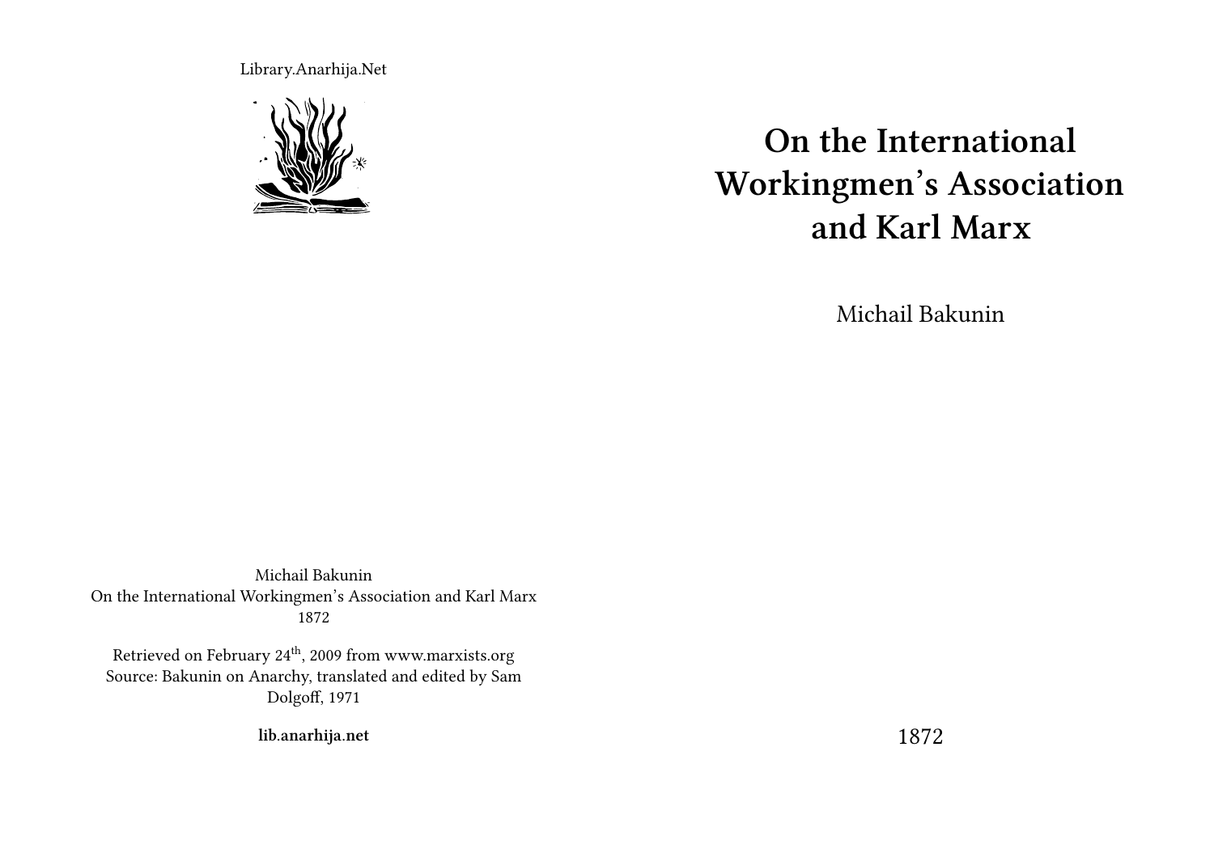Library.Anarhija.Net

# On the International Workingmen's Association and Karl Marx

Michail Bakunin

1872

Michail Bakunin
On the International Workingmen's Association and Karl Marx
1872

Retrieved on February 24th, 2009 from www.marxists.org
Source: Bakunin on Anarchy, translated and edited by Sam Dolgoff, 1971

**lib.anarhija.net**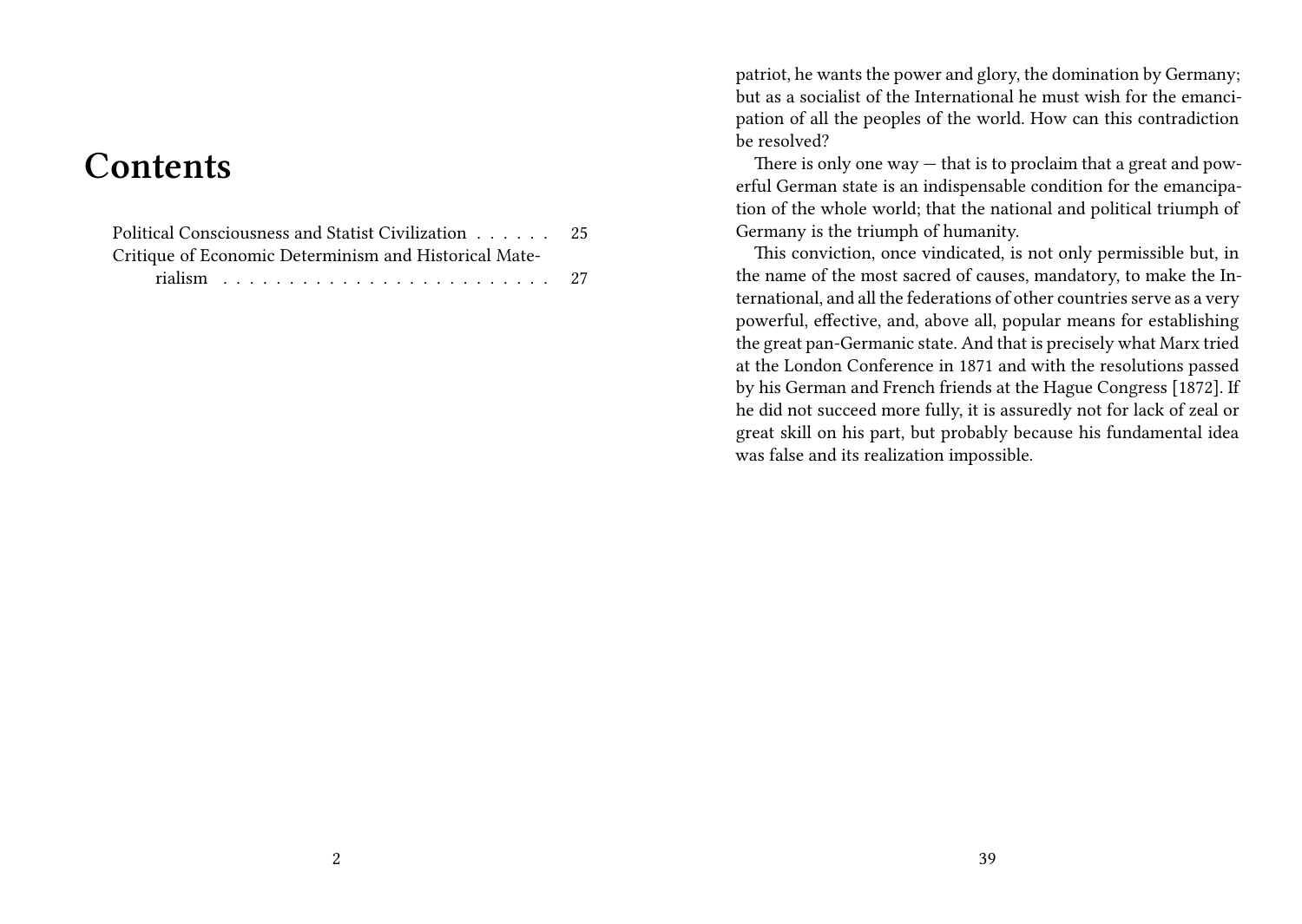# Contents

Political Consciousness and Statist Civilization . . . . . . 25
Critique of Economic Determinism and Historical Materialism . . . . . . . . . . . . . . . . . . . . . . . . 27

patriot, he wants the power and glory, the domination by Germany; but as a socialist of the International he must wish for the emancipation of all the peoples of the world. How can this contradiction be resolved?

There is only one way — that is to proclaim that a great and powerful German state is an indispensable condition for the emancipation of the whole world; that the national and political triumph of Germany is the triumph of humanity.

This conviction, once vindicated, is not only permissible but, in the name of the most sacred of causes, mandatory, to make the International, and all the federations of other countries serve as a very powerful, effective, and, above all, popular means for establishing the great pan-Germanic state. And that is precisely what Marx tried at the London Conference in 1871 and with the resolutions passed by his German and French friends at the Hague Congress [1872]. If he did not succeed more fully, it is assuredly not for lack of zeal or great skill on his part, but probably because his fundamental idea was false and its realization impossible.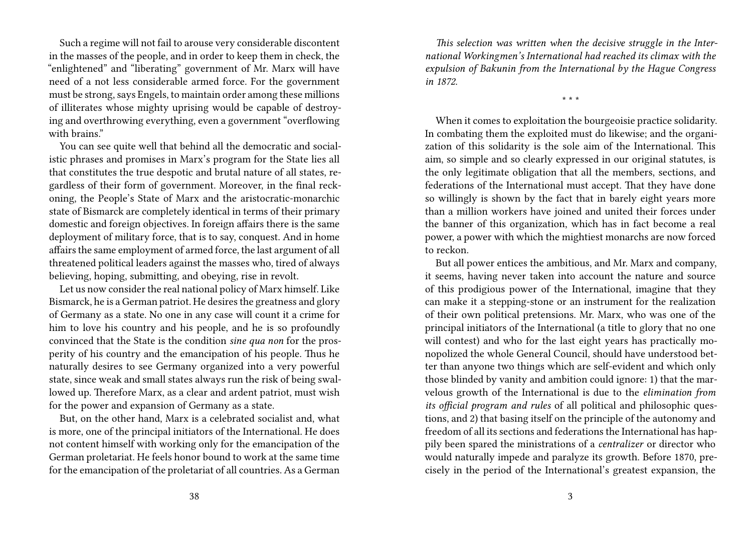Such a regime will not fail to arouse very considerable discontent in the masses of the people, and in order to keep them in check, the "enlightened" and "liberating" government of Mr. Marx will have need of a not less considerable armed force. For the government must be strong, says Engels, to maintain order among these millions of illiterates whose mighty uprising would be capable of destroying and overthrowing everything, even a government "overflowing with brains."

You can see quite well that behind all the democratic and socialistic phrases and promises in Marx's program for the State lies all that constitutes the true despotic and brutal nature of all states, regardless of their form of government. Moreover, in the final reckoning, the People's State of Marx and the aristocratic-monarchic state of Bismarck are completely identical in terms of their primary domestic and foreign objectives. In foreign affairs there is the same deployment of military force, that is to say, conquest. And in home affairs the same employment of armed force, the last argument of all threatened political leaders against the masses who, tired of always believing, hoping, submitting, and obeying, rise in revolt.

Let us now consider the real national policy of Marx himself. Like Bismarck, he is a German patriot. He desires the greatness and glory of Germany as a state. No one in any case will count it a crime for him to love his country and his people, and he is so profoundly convinced that the State is the condition *sine qua non* for the prosperity of his country and the emancipation of his people. Thus he naturally desires to see Germany organized into a very powerful state, since weak and small states always run the risk of being swallowed up. Therefore Marx, as a clear and ardent patriot, must wish for the power and expansion of Germany as a state.

But, on the other hand, Marx is a celebrated socialist and, what is more, one of the principal initiators of the International. He does not content himself with working only for the emancipation of the German proletariat. He feels honor bound to work at the same time for the emancipation of the proletariat of all countries. As a German

*This selection was written when the decisive struggle in the International Workingmen's International had reached its climax with the expulsion of Bakunin from the International by the Hague Congress in 1872.*

* * *

When it comes to exploitation the bourgeoisie practice solidarity. In combating them the exploited must do likewise; and the organization of this solidarity is the sole aim of the International. This aim, so simple and so clearly expressed in our original statutes, is the only legitimate obligation that all the members, sections, and federations of the International must accept. That they have done so willingly is shown by the fact that in barely eight years more than a million workers have joined and united their forces under the banner of this organization, which has in fact become a real power, a power with which the mightiest monarchs are now forced to reckon.

But all power entices the ambitious, and Mr. Marx and company, it seems, having never taken into account the nature and source of this prodigious power of the International, imagine that they can make it a stepping-stone or an instrument for the realization of their own political pretensions. Mr. Marx, who was one of the principal initiators of the International (a title to glory that no one will contest) and who for the last eight years has practically monopolized the whole General Council, should have understood better than anyone two things which are self-evident and which only those blinded by vanity and ambition could ignore: 1) that the marvelous growth of the International is due to the *elimination from its official program and rules* of all political and philosophic questions, and 2) that basing itself on the principle of the autonomy and freedom of all its sections and federations the International has happily been spared the ministrations of a *centralizer* or director who would naturally impede and paralyze its growth. Before 1870, precisely in the period of the International's greatest expansion, the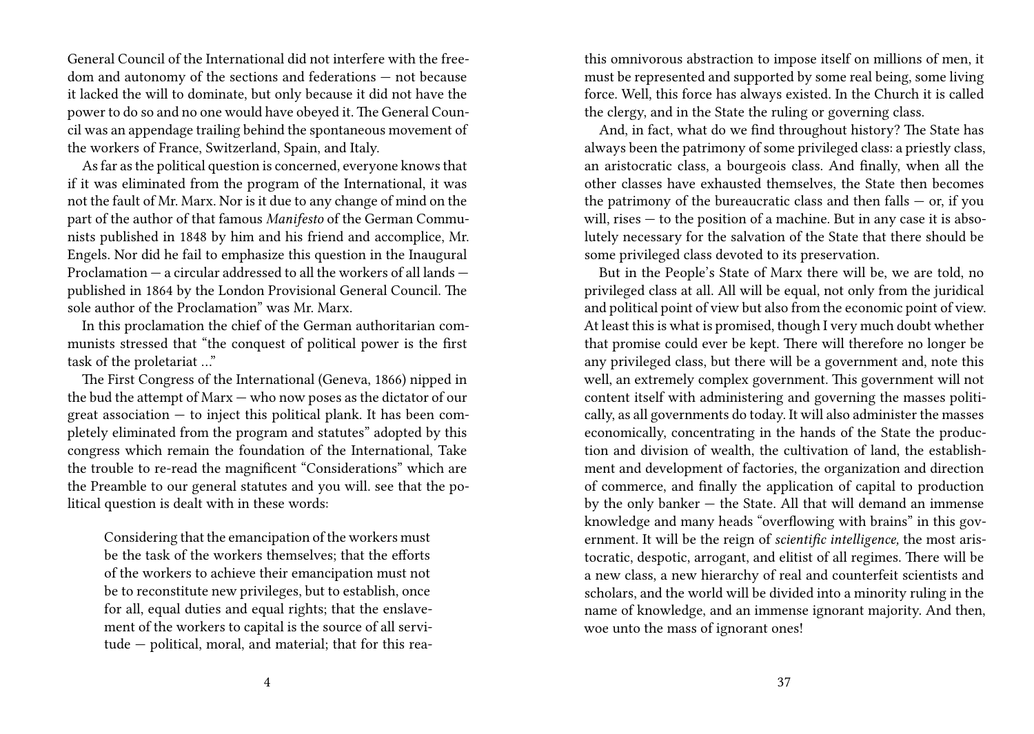General Council of the International did not interfere with the freedom and autonomy of the sections and federations — not because it lacked the will to dominate, but only because it did not have the power to do so and no one would have obeyed it. The General Council was an appendage trailing behind the spontaneous movement of the workers of France, Switzerland, Spain, and Italy.

As far as the political question is concerned, everyone knows that if it was eliminated from the program of the International, it was not the fault of Mr. Marx. Nor is it due to any change of mind on the part of the author of that famous *Manifesto* of the German Communists published in 1848 by him and his friend and accomplice, Mr. Engels. Nor did he fail to emphasize this question in the Inaugural Proclamation — a circular addressed to all the workers of all lands — published in 1864 by the London Provisional General Council. The sole author of the Proclamation" was Mr. Marx.

In this proclamation the chief of the German authoritarian communists stressed that "the conquest of political power is the first task of the proletariat …"

The First Congress of the International (Geneva, 1866) nipped in the bud the attempt of Marx — who now poses as the dictator of our great association — to inject this political plank. It has been completely eliminated from the program and statutes" adopted by this congress which remain the foundation of the International, Take the trouble to re-read the magnificent "Considerations" which are the Preamble to our general statutes and you will. see that the political question is dealt with in these words:

> Considering that the emancipation of the workers must be the task of the workers themselves; that the efforts of the workers to achieve their emancipation must not be to reconstitute new privileges, but to establish, once for all, equal duties and equal rights; that the enslavement of the workers to capital is the source of all servitude — political, moral, and material; that for this rea-

this omnivorous abstraction to impose itself on millions of men, it must be represented and supported by some real being, some living force. Well, this force has always existed. In the Church it is called the clergy, and in the State the ruling or governing class.

And, in fact, what do we find throughout history? The State has always been the patrimony of some privileged class: a priestly class, an aristocratic class, a bourgeois class. And finally, when all the other classes have exhausted themselves, the State then becomes the patrimony of the bureaucratic class and then falls — or, if you will, rises — to the position of a machine. But in any case it is absolutely necessary for the salvation of the State that there should be some privileged class devoted to its preservation.

But in the People's State of Marx there will be, we are told, no privileged class at all. All will be equal, not only from the juridical and political point of view but also from the economic point of view. At least this is what is promised, though I very much doubt whether that promise could ever be kept. There will therefore no longer be any privileged class, but there will be a government and, note this well, an extremely complex government. This government will not content itself with administering and governing the masses politically, as all governments do today. It will also administer the masses economically, concentrating in the hands of the State the production and division of wealth, the cultivation of land, the establishment and development of factories, the organization and direction of commerce, and finally the application of capital to production by the only banker — the State. All that will demand an immense knowledge and many heads "overflowing with brains" in this government. It will be the reign of *scientific intelligence,* the most aristocratic, despotic, arrogant, and elitist of all regimes. There will be a new class, a new hierarchy of real and counterfeit scientists and scholars, and the world will be divided into a minority ruling in the name of knowledge, and an immense ignorant majority. And then, woe unto the mass of ignorant ones!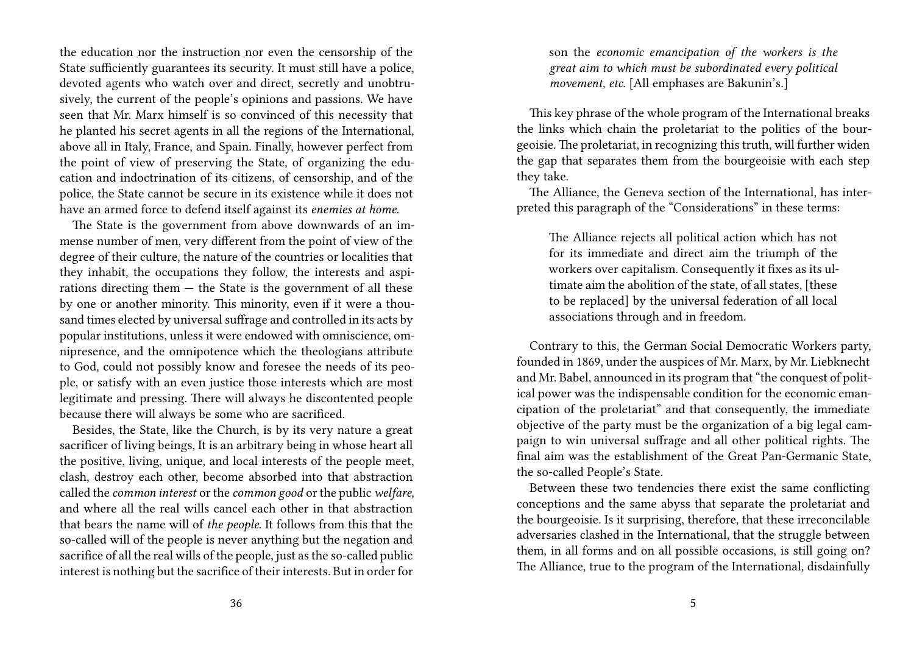the education nor the instruction nor even the censorship of the State sufficiently guarantees its security. It must still have a police, devoted agents who watch over and direct, secretly and unobtrusively, the current of the people's opinions and passions. We have seen that Mr. Marx himself is so convinced of this necessity that he planted his secret agents in all the regions of the International, above all in Italy, France, and Spain. Finally, however perfect from the point of view of preserving the State, of organizing the education and indoctrination of its citizens, of censorship, and of the police, the State cannot be secure in its existence while it does not have an armed force to defend itself against its *enemies at home.*

The State is the government from above downwards of an immense number of men, very different from the point of view of the degree of their culture, the nature of the countries or localities that they inhabit, the occupations they follow, the interests and aspirations directing them — the State is the government of all these by one or another minority. This minority, even if it were a thousand times elected by universal suffrage and controlled in its acts by popular institutions, unless it were endowed with omniscience, omnipresence, and the omnipotence which the theologians attribute to God, could not possibly know and foresee the needs of its people, or satisfy with an even justice those interests which are most legitimate and pressing. There will always he discontented people because there will always be some who are sacrificed.

Besides, the State, like the Church, is by its very nature a great sacrificer of living beings, It is an arbitrary being in whose heart all the positive, living, unique, and local interests of the people meet, clash, destroy each other, become absorbed into that abstraction called the *common interest* or the *common good* or the public *welfare,* and where all the real wills cancel each other in that abstraction that bears the name will of *the people.* It follows from this that the so-called will of the people is never anything but the negation and sacrifice of all the real wills of the people, just as the so-called public interest is nothing but the sacrifice of their interests. But in order for

> son the *economic emancipation of the workers is the great aim to which must be subordinated every political movement, etc.* [All emphases are Bakunin's.]

This key phrase of the whole program of the International breaks the links which chain the proletariat to the politics of the bourgeoisie. The proletariat, in recognizing this truth, will further widen the gap that separates them from the bourgeoisie with each step they take.

The Alliance, the Geneva section of the International, has interpreted this paragraph of the "Considerations" in these terms:

> The Alliance rejects all political action which has not for its immediate and direct aim the triumph of the workers over capitalism. Consequently it fixes as its ultimate aim the abolition of the state, of all states, [these to be replaced] by the universal federation of all local associations through and in freedom.

Contrary to this, the German Social Democratic Workers party, founded in 1869, under the auspices of Mr. Marx, by Mr. Liebknecht and Mr. Babel, announced in its program that "the conquest of political power was the indispensable condition for the economic emancipation of the proletariat" and that consequently, the immediate objective of the party must be the organization of a big legal campaign to win universal suffrage and all other political rights. The final aim was the establishment of the Great Pan-Germanic State, the so-called People's State.

Between these two tendencies there exist the same conflicting conceptions and the same abyss that separate the proletariat and the bourgeoisie. Is it surprising, therefore, that these irreconcilable adversaries clashed in the International, that the struggle between them, in all forms and on all possible occasions, is still going on? The Alliance, true to the program of the International, disdainfully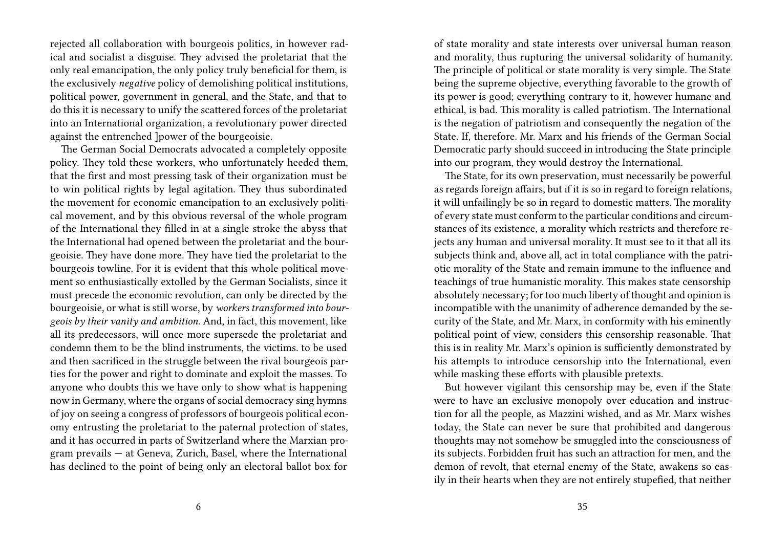rejected all collaboration with bourgeois politics, in however radical and socialist a disguise. They advised the proletariat that the only real emancipation, the only policy truly beneficial for them, is the exclusively *negative* policy of demolishing political institutions, political power, government in general, and the State, and that to do this it is necessary to unify the scattered forces of the proletariat into an International organization, a revolutionary power directed against the entrenched ]power of the bourgeoisie.

The German Social Democrats advocated a completely opposite policy. They told these workers, who unfortunately heeded them, that the first and most pressing task of their organization must be to win political rights by legal agitation. They thus subordinated the movement for economic emancipation to an exclusively political movement, and by this obvious reversal of the whole program of the International they filled in at a single stroke the abyss that the International had opened between the proletariat and the bourgeoisie. They have done more. They have tied the proletariat to the bourgeois towline. For it is evident that this whole political movement so enthusiastically extolled by the German Socialists, since it must precede the economic revolution, can only be directed by the bourgeoisie, or what is still worse, by *workers transformed into bourgeois by their vanity and ambition.* And, in fact, this movement, like all its predecessors, will once more supersede the proletariat and condemn them to be the blind instruments, the victims. to be used and then sacrificed in the struggle between the rival bourgeois parties for the power and right to dominate and exploit the masses. To anyone who doubts this we have only to show what is happening now in Germany, where the organs of social democracy sing hymns of joy on seeing a congress of professors of bourgeois political economy entrusting the proletariat to the paternal protection of states, and it has occurred in parts of Switzerland where the Marxian program prevails — at Geneva, Zurich, Basel, where the International has declined to the point of being only an electoral ballot box for

of state morality and state interests over universal human reason and morality, thus rupturing the universal solidarity of humanity. The principle of political or state morality is very simple. The State being the supreme objective, everything favorable to the growth of its power is good; everything contrary to it, however humane and ethical, is bad. This morality is called patriotism. The International is the negation of patriotism and consequently the negation of the State. If, therefore. Mr. Marx and his friends of the German Social Democratic party should succeed in introducing the State principle into our program, they would destroy the International.

The State, for its own preservation, must necessarily be powerful as regards foreign affairs, but if it is so in regard to foreign relations, it will unfailingly be so in regard to domestic matters. The morality of every state must conform to the particular conditions and circumstances of its existence, a morality which restricts and therefore rejects any human and universal morality. It must see to it that all its subjects think and, above all, act in total compliance with the patriotic morality of the State and remain immune to the influence and teachings of true humanistic morality. This makes state censorship absolutely necessary; for too much liberty of thought and opinion is incompatible with the unanimity of adherence demanded by the security of the State, and Mr. Marx, in conformity with his eminently political point of view, considers this censorship reasonable. That this is in reality Mr. Marx's opinion is sufficiently demonstrated by his attempts to introduce censorship into the International, even while masking these efforts with plausible pretexts.

But however vigilant this censorship may be, even if the State were to have an exclusive monopoly over education and instruction for all the people, as Mazzini wished, and as Mr. Marx wishes today, the State can never be sure that prohibited and dangerous thoughts may not somehow be smuggled into the consciousness of its subjects. Forbidden fruit has such an attraction for men, and the demon of revolt, that eternal enemy of the State, awakens so easily in their hearts when they are not entirely stupefied, that neither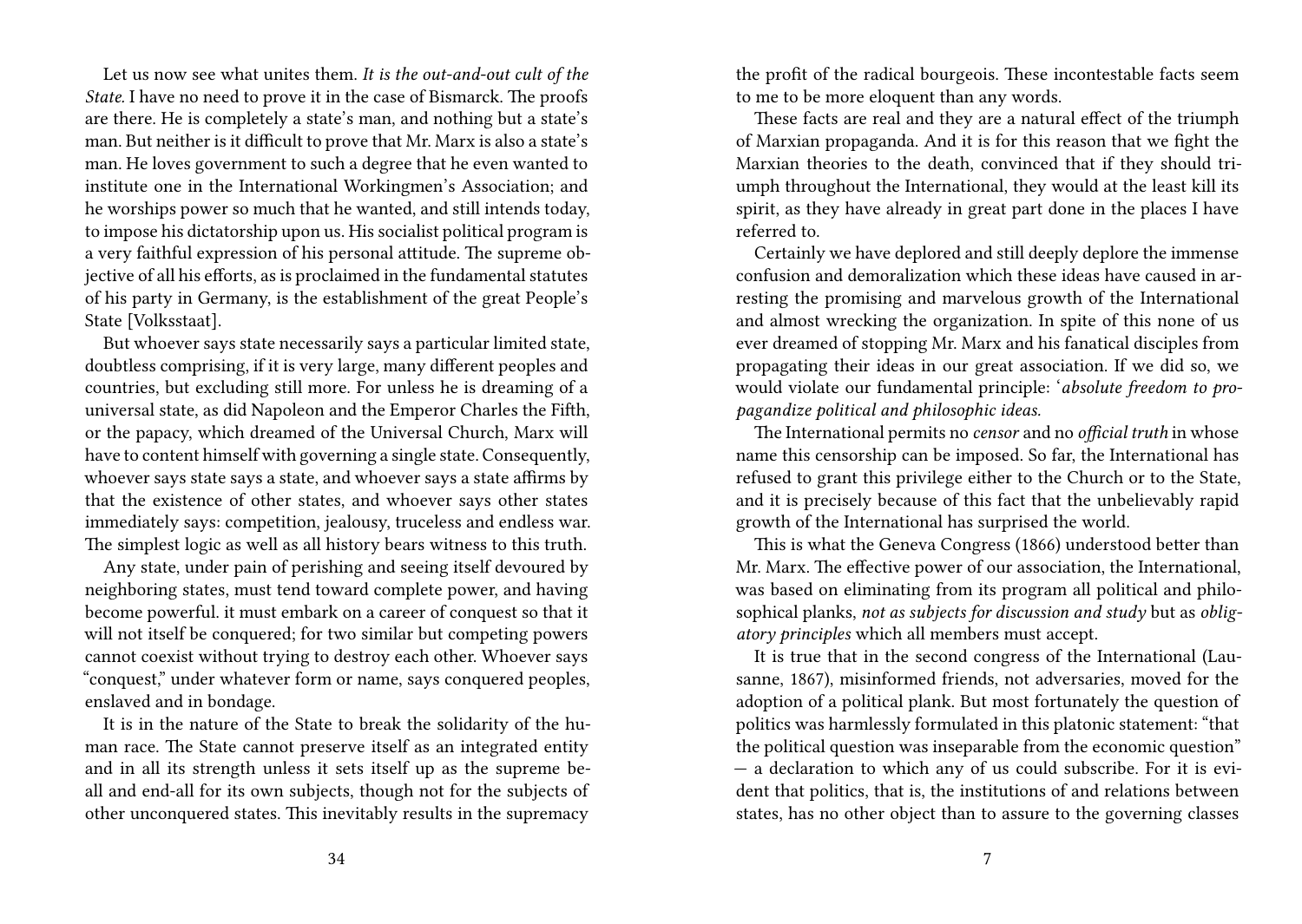Let us now see what unites them. *It is the out-and-out cult of the State.* I have no need to prove it in the case of Bismarck. The proofs are there. He is completely a state's man, and nothing but a state's man. But neither is it difficult to prove that Mr. Marx is also a state's man. He loves government to such a degree that he even wanted to institute one in the International Workingmen's Association; and he worships power so much that he wanted, and still intends today, to impose his dictatorship upon us. His socialist political program is a very faithful expression of his personal attitude. The supreme objective of all his efforts, as is proclaimed in the fundamental statutes of his party in Germany, is the establishment of the great People's State [Volksstaat].

But whoever says state necessarily says a particular limited state, doubtless comprising, if it is very large, many different peoples and countries, but excluding still more. For unless he is dreaming of a universal state, as did Napoleon and the Emperor Charles the Fifth, or the papacy, which dreamed of the Universal Church, Marx will have to content himself with governing a single state. Consequently, whoever says state says a state, and whoever says a state affirms by that the existence of other states, and whoever says other states immediately says: competition, jealousy, truceless and endless war. The simplest logic as well as all history bears witness to this truth.

Any state, under pain of perishing and seeing itself devoured by neighboring states, must tend toward complete power, and having become powerful. it must embark on a career of conquest so that it will not itself be conquered; for two similar but competing powers cannot coexist without trying to destroy each other. Whoever says "conquest," under whatever form or name, says conquered peoples, enslaved and in bondage.

It is in the nature of the State to break the solidarity of the human race. The State cannot preserve itself as an integrated entity and in all its strength unless it sets itself up as the supreme be-all and end-all for its own subjects, though not for the subjects of other unconquered states. This inevitably results in the supremacy

the profit of the radical bourgeois. These incontestable facts seem to me to be more eloquent than any words.

These facts are real and they are a natural effect of the triumph of Marxian propaganda. And it is for this reason that we fight the Marxian theories to the death, convinced that if they should triumph throughout the International, they would at the least kill its spirit, as they have already in great part done in the places I have referred to.

Certainly we have deplored and still deeply deplore the immense confusion and demoralization which these ideas have caused in arresting the promising and marvelous growth of the International and almost wrecking the organization. In spite of this none of us ever dreamed of stopping Mr. Marx and his fanatical disciples from propagating their ideas in our great association. If we did so, we would violate our fundamental principle: '*absolute freedom to propagandize political and philosophic ideas.*

The International permits no *censor* and no *official truth* in whose name this censorship can be imposed. So far, the International has refused to grant this privilege either to the Church or to the State, and it is precisely because of this fact that the unbelievably rapid growth of the International has surprised the world.

This is what the Geneva Congress (1866) understood better than Mr. Marx. The effective power of our association, the International, was based on eliminating from its program all political and philosophical planks, *not as subjects for discussion and study* but as *obligatory principles* which all members must accept.

It is true that in the second congress of the International (Lausanne, 1867), misinformed friends, not adversaries, moved for the adoption of a political plank. But most fortunately the question of politics was harmlessly formulated in this platonic statement: "that the political question was inseparable from the economic question" — a declaration to which any of us could subscribe. For it is evident that politics, that is, the institutions of and relations between states, has no other object than to assure to the governing classes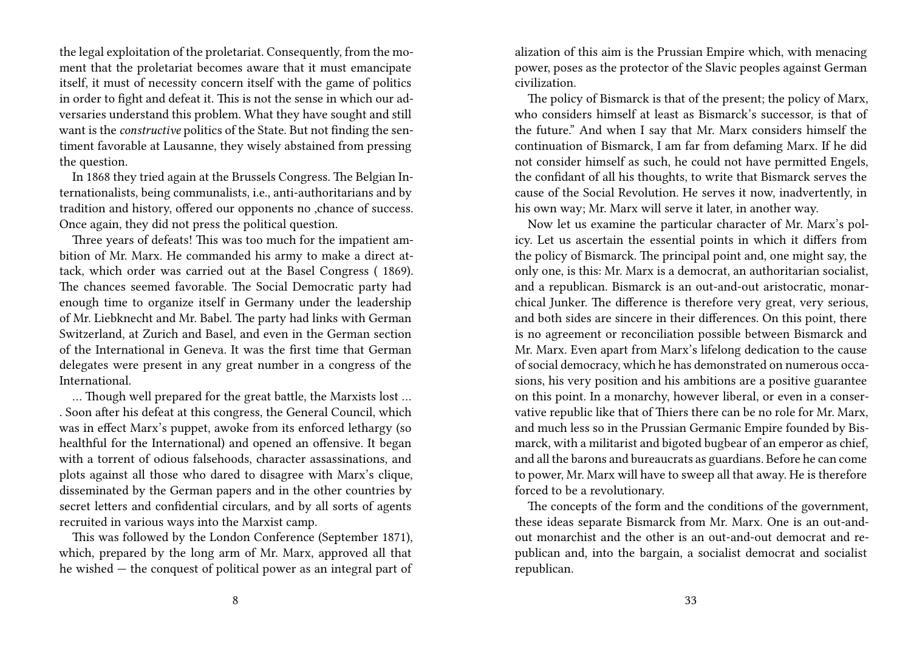the legal exploitation of the proletariat. Consequently, from the moment that the proletariat becomes aware that it must emancipate itself, it must of necessity concern itself with the game of politics in order to fight and defeat it. This is not the sense in which our adversaries understand this problem. What they have sought and still want is the *constructive* politics of the State. But not finding the sentiment favorable at Lausanne, they wisely abstained from pressing the question.

In 1868 they tried again at the Brussels Congress. The Belgian Internationalists, being communalists, i.e., anti-authoritarians and by tradition and history, offered our opponents no ,chance of success. Once again, they did not press the political question.

Three years of defeats! This was too much for the impatient ambition of Mr. Marx. He commanded his army to make a direct attack, which order was carried out at the Basel Congress ( 1869). The chances seemed favorable. The Social Democratic party had enough time to organize itself in Germany under the leadership of Mr. Liebknecht and Mr. Babel. The party had links with German Switzerland, at Zurich and Basel, and even in the German section of the International in Geneva. It was the first time that German delegates were present in any great number in a congress of the International.

… Though well prepared for the great battle, the Marxists lost … . Soon after his defeat at this congress, the General Council, which was in effect Marx's puppet, awoke from its enforced lethargy (so healthful for the International) and opened an offensive. It began with a torrent of odious falsehoods, character assassinations, and plots against all those who dared to disagree with Marx's clique, disseminated by the German papers and in the other countries by secret letters and confidential circulars, and by all sorts of agents recruited in various ways into the Marxist camp.

This was followed by the London Conference (September 1871), which, prepared by the long arm of Mr. Marx, approved all that he wished — the conquest of political power as an integral part of

alization of this aim is the Prussian Empire which, with menacing power, poses as the protector of the Slavic peoples against German civilization.

The policy of Bismarck is that of the present; the policy of Marx, who considers himself at least as Bismarck's successor, is that of the future." And when I say that Mr. Marx considers himself the continuation of Bismarck, I am far from defaming Marx. If he did not consider himself as such, he could not have permitted Engels, the confidant of all his thoughts, to write that Bismarck serves the cause of the Social Revolution. He serves it now, inadvertently, in his own way; Mr. Marx will serve it later, in another way.

Now let us examine the particular character of Mr. Marx's policy. Let us ascertain the essential points in which it differs from the policy of Bismarck. The principal point and, one might say, the only one, is this: Mr. Marx is a democrat, an authoritarian socialist, and a republican. Bismarck is an out-and-out aristocratic, monarchical Junker. The difference is therefore very great, very serious, and both sides are sincere in their differences. On this point, there is no agreement or reconciliation possible between Bismarck and Mr. Marx. Even apart from Marx's lifelong dedication to the cause of social democracy, which he has demonstrated on numerous occasions, his very position and his ambitions are a positive guarantee on this point. In a monarchy, however liberal, or even in a conservative republic like that of Thiers there can be no role for Mr. Marx, and much less so in the Prussian Germanic Empire founded by Bismarck, with a militarist and bigoted bugbear of an emperor as chief, and all the barons and bureaucrats as guardians. Before he can come to power, Mr. Marx will have to sweep all that away. He is therefore forced to be a revolutionary.

The concepts of the form and the conditions of the government, these ideas separate Bismarck from Mr. Marx. One is an out-and-out monarchist and the other is an out-and-out democrat and republican and, into the bargain, a socialist democrat and socialist republican.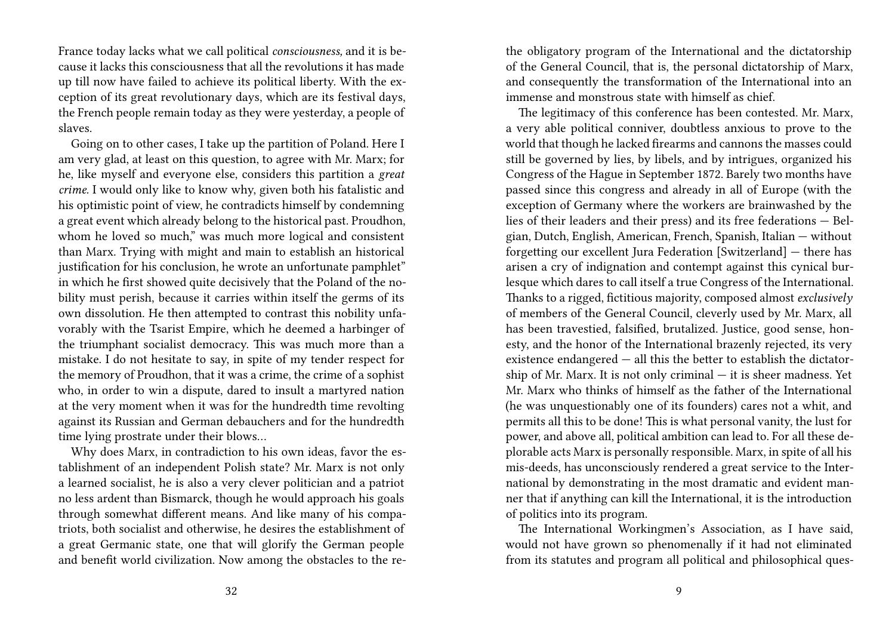France today lacks what we call political *consciousness,* and it is because it lacks this consciousness that all the revolutions it has made up till now have failed to achieve its political liberty. With the exception of its great revolutionary days, which are its festival days, the French people remain today as they were yesterday, a people of slaves.

Going on to other cases, I take up the partition of Poland. Here I am very glad, at least on this question, to agree with Mr. Marx; for he, like myself and everyone else, considers this partition a *great crime.* I would only like to know why, given both his fatalistic and his optimistic point of view, he contradicts himself by condemning a great event which already belong to the historical past. Proudhon, whom he loved so much," was much more logical and consistent than Marx. Trying with might and main to establish an historical justification for his conclusion, he wrote an unfortunate pamphlet" in which he first showed quite decisively that the Poland of the nobility must perish, because it carries within itself the germs of its own dissolution. He then attempted to contrast this nobility unfavorably with the Tsarist Empire, which he deemed a harbinger of the triumphant socialist democracy. This was much more than a mistake. I do not hesitate to say, in spite of my tender respect for the memory of Proudhon, that it was a crime, the crime of a sophist who, in order to win a dispute, dared to insult a martyred nation at the very moment when it was for the hundredth time revolting against its Russian and German debauchers and for the hundredth time lying prostrate under their blows…

Why does Marx, in contradiction to his own ideas, favor the establishment of an independent Polish state? Mr. Marx is not only a learned socialist, he is also a very clever politician and a patriot no less ardent than Bismarck, though he would approach his goals through somewhat different means. And like many of his compatriots, both socialist and otherwise, he desires the establishment of a great Germanic state, one that will glorify the German people and benefit world civilization. Now among the obstacles to the re-

the obligatory program of the International and the dictatorship of the General Council, that is, the personal dictatorship of Marx, and consequently the transformation of the International into an immense and monstrous state with himself as chief.

The legitimacy of this conference has been contested. Mr. Marx, a very able political conniver, doubtless anxious to prove to the world that though he lacked firearms and cannons the masses could still be governed by lies, by libels, and by intrigues, organized his Congress of the Hague in September 1872. Barely two months have passed since this congress and already in all of Europe (with the exception of Germany where the workers are brainwashed by the lies of their leaders and their press) and its free federations — Belgian, Dutch, English, American, French, Spanish, Italian — without forgetting our excellent Jura Federation [Switzerland] — there has arisen a cry of indignation and contempt against this cynical burlesque which dares to call itself a true Congress of the International. Thanks to a rigged, fictitious majority, composed almost *exclusively* of members of the General Council, cleverly used by Mr. Marx, all has been travestied, falsified, brutalized. Justice, good sense, honesty, and the honor of the International brazenly rejected, its very existence endangered — all this the better to establish the dictatorship of Mr. Marx. It is not only criminal — it is sheer madness. Yet Mr. Marx who thinks of himself as the father of the International (he was unquestionably one of its founders) cares not a whit, and permits all this to be done! This is what personal vanity, the lust for power, and above all, political ambition can lead to. For all these deplorable acts Marx is personally responsible. Marx, in spite of all his mis-deeds, has unconsciously rendered a great service to the International by demonstrating in the most dramatic and evident manner that if anything can kill the International, it is the introduction of politics into its program.

The International Workingmen's Association, as I have said, would not have grown so phenomenally if it had not eliminated from its statutes and program all political and philosophical ques-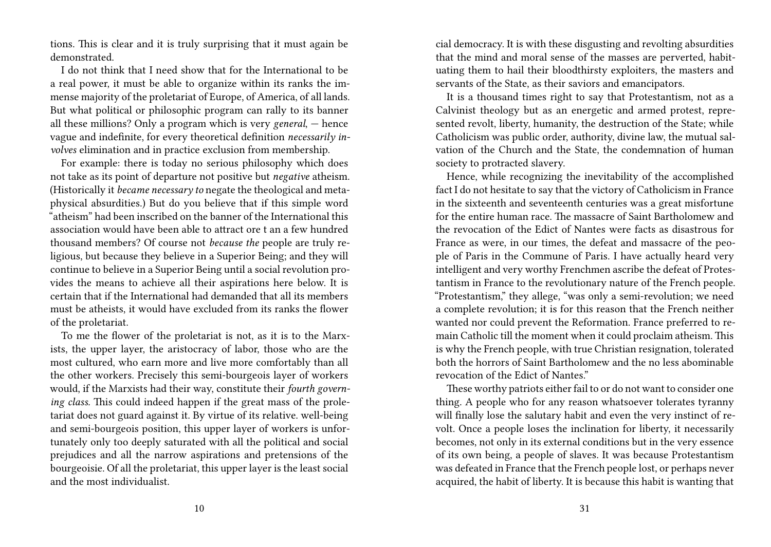tions. This is clear and it is truly surprising that it must again be demonstrated.

I do not think that I need show that for the International to be a real power, it must be able to organize within its ranks the immense majority of the proletariat of Europe, of America, of all lands. But what political or philosophic program can rally to its banner all these millions? Only a program which is very *general*, — hence vague and indefinite, for every theoretical definition *necessarily involves* elimination and in practice exclusion from membership.

For example: there is today no serious philosophy which does not take as its point of departure not positive but *negative* atheism. (Historically it *became necessary to* negate the theological and metaphysical absurdities.) But do you believe that if this simple word "atheism" had been inscribed on the banner of the International this association would have been able to attract ore t an a few hundred thousand members? Of course not *because the* people are truly religious, but because they believe in a Superior Being; and they will continue to believe in a Superior Being until a social revolution provides the means to achieve all their aspirations here below. It is certain that if the International had demanded that all its members must be atheists, it would have excluded from its ranks the flower of the proletariat.

To me the flower of the proletariat is not, as it is to the Marxists, the upper layer, the aristocracy of labor, those who are the most cultured, who earn more and live more comfortably than all the other workers. Precisely this semi-bourgeois layer of workers would, if the Marxists had their way, constitute their *fourth governing class.* This could indeed happen if the great mass of the proletariat does not guard against it. By virtue of its relative. well-being and semi-bourgeois position, this upper layer of workers is unfortunately only too deeply saturated with all the political and social prejudices and all the narrow aspirations and pretensions of the bourgeoisie. Of all the proletariat, this upper layer is the least social and the most individualist.

cial democracy. It is with these disgusting and revolting absurdities that the mind and moral sense of the masses are perverted, habituating them to hail their bloodthirsty exploiters, the masters and servants of the State, as their saviors and emancipators.

It is a thousand times right to say that Protestantism, not as a Calvinist theology but as an energetic and armed protest, represented revolt, liberty, humanity, the destruction of the State; while Catholicism was public order, authority, divine law, the mutual salvation of the Church and the State, the condemnation of human society to protracted slavery.

Hence, while recognizing the inevitability of the accomplished fact I do not hesitate to say that the victory of Catholicism in France in the sixteenth and seventeenth centuries was a great misfortune for the entire human race. The massacre of Saint Bartholomew and the revocation of the Edict of Nantes were facts as disastrous for France as were, in our times, the defeat and massacre of the people of Paris in the Commune of Paris. I have actually heard very intelligent and very worthy Frenchmen ascribe the defeat of Protestantism in France to the revolutionary nature of the French people. "Protestantism," they allege, "was only a semi-revolution; we need a complete revolution; it is for this reason that the French neither wanted nor could prevent the Reformation. France preferred to remain Catholic till the moment when it could proclaim atheism. This is why the French people, with true Christian resignation, tolerated both the horrors of Saint Bartholomew and the no less abominable revocation of the Edict of Nantes."

These worthy patriots either fail to or do not want to consider one thing. A people who for any reason whatsoever tolerates tyranny will finally lose the salutary habit and even the very instinct of revolt. Once a people loses the inclination for liberty, it necessarily becomes, not only in its external conditions but in the very essence of its own being, a people of slaves. It was because Protestantism was defeated in France that the French people lost, or perhaps never acquired, the habit of liberty. It is because this habit is wanting that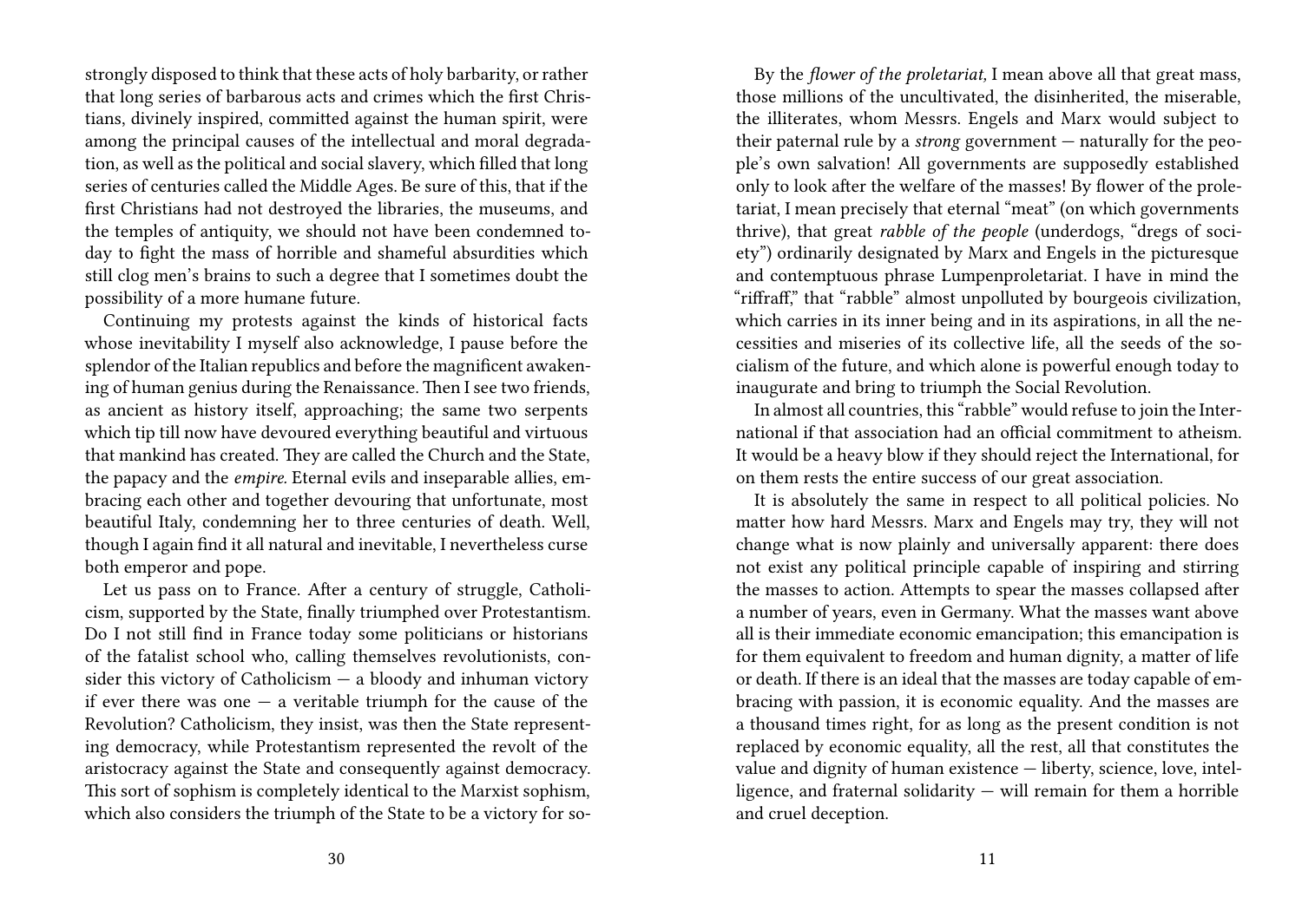strongly disposed to think that these acts of holy barbarity, or rather that long series of barbarous acts and crimes which the first Christians, divinely inspired, committed against the human spirit, were among the principal causes of the intellectual and moral degradation, as well as the political and social slavery, which filled that long series of centuries called the Middle Ages. Be sure of this, that if the first Christians had not destroyed the libraries, the museums, and the temples of antiquity, we should not have been condemned today to fight the mass of horrible and shameful absurdities which still clog men's brains to such a degree that I sometimes doubt the possibility of a more humane future.

Continuing my protests against the kinds of historical facts whose inevitability I myself also acknowledge, I pause before the splendor of the Italian republics and before the magnificent awakening of human genius during the Renaissance. Then I see two friends, as ancient as history itself, approaching; the same two serpents which tip till now have devoured everything beautiful and virtuous that mankind has created. They are called the Church and the State, the papacy and the *empire.* Eternal evils and inseparable allies, embracing each other and together devouring that unfortunate, most beautiful Italy, condemning her to three centuries of death. Well, though I again find it all natural and inevitable, I nevertheless curse both emperor and pope.

Let us pass on to France. After a century of struggle, Catholicism, supported by the State, finally triumphed over Protestantism. Do I not still find in France today some politicians or historians of the fatalist school who, calling themselves revolutionists, consider this victory of Catholicism — a bloody and inhuman victory if ever there was one — a veritable triumph for the cause of the Revolution? Catholicism, they insist, was then the State representing democracy, while Protestantism represented the revolt of the aristocracy against the State and consequently against democracy. This sort of sophism is completely identical to the Marxist sophism, which also considers the triumph of the State to be a victory for so-

By the *flower of the proletariat,* I mean above all that great mass, those millions of the uncultivated, the disinherited, the miserable, the illiterates, whom Messrs. Engels and Marx would subject to their paternal rule by a *strong* government — naturally for the people's own salvation! All governments are supposedly established only to look after the welfare of the masses! By flower of the proletariat, I mean precisely that eternal "meat" (on which governments thrive), that great *rabble of the people* (underdogs, "dregs of society") ordinarily designated by Marx and Engels in the picturesque and contemptuous phrase Lumpenproletariat. I have in mind the "riffraff," that "rabble" almost unpolluted by bourgeois civilization, which carries in its inner being and in its aspirations, in all the necessities and miseries of its collective life, all the seeds of the socialism of the future, and which alone is powerful enough today to inaugurate and bring to triumph the Social Revolution.

In almost all countries, this "rabble" would refuse to join the International if that association had an official commitment to atheism. It would be a heavy blow if they should reject the International, for on them rests the entire success of our great association.

It is absolutely the same in respect to all political policies. No matter how hard Messrs. Marx and Engels may try, they will not change what is now plainly and universally apparent: there does not exist any political principle capable of inspiring and stirring the masses to action. Attempts to spear the masses collapsed after a number of years, even in Germany. What the masses want above all is their immediate economic emancipation; this emancipation is for them equivalent to freedom and human dignity, a matter of life or death. If there is an ideal that the masses are today capable of embracing with passion, it is economic equality. And the masses are a thousand times right, for as long as the present condition is not replaced by economic equality, all the rest, all that constitutes the value and dignity of human existence — liberty, science, love, intelligence, and fraternal solidarity — will remain for them a horrible and cruel deception.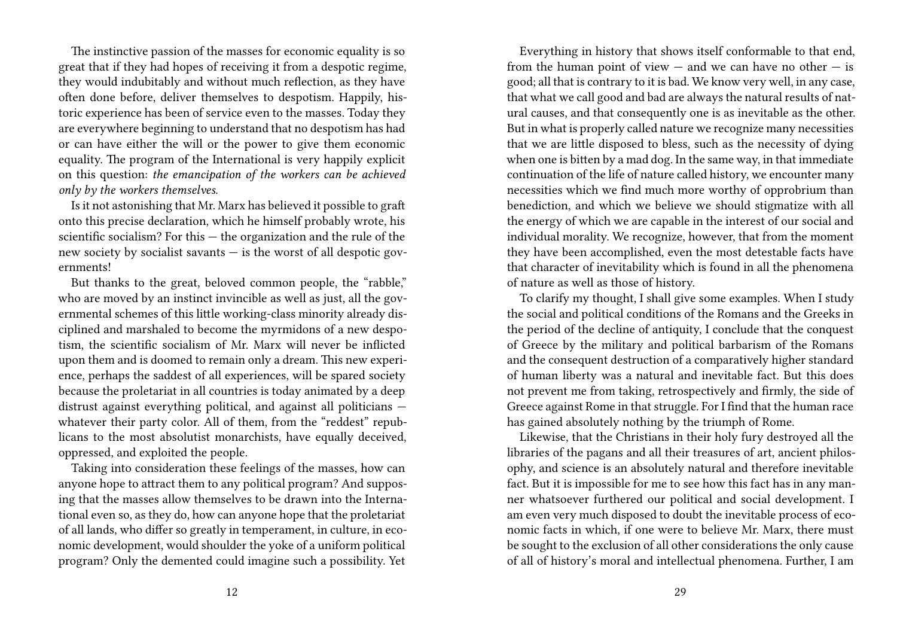The instinctive passion of the masses for economic equality is so great that if they had hopes of receiving it from a despotic regime, they would indubitably and without much reflection, as they have often done before, deliver themselves to despotism. Happily, historic experience has been of service even to the masses. Today they are everywhere beginning to understand that no despotism has had or can have either the will or the power to give them economic equality. The program of the International is very happily explicit on this question: *the emancipation of the workers can be achieved only by the workers themselves.*

Is it not astonishing that Mr. Marx has believed it possible to graft onto this precise declaration, which he himself probably wrote, his scientific socialism? For this — the organization and the rule of the new society by socialist savants — is the worst of all despotic governments!

But thanks to the great, beloved common people, the "rabble," who are moved by an instinct invincible as well as just, all the governmental schemes of this little working-class minority already disciplined and marshaled to become the myrmidons of a new despotism, the scientific socialism of Mr. Marx will never be inflicted upon them and is doomed to remain only a dream. This new experience, perhaps the saddest of all experiences, will be spared society because the proletariat in all countries is today animated by a deep distrust against everything political, and against all politicians — whatever their party color. All of them, from the "reddest" republicans to the most absolutist monarchists, have equally deceived, oppressed, and exploited the people.

Taking into consideration these feelings of the masses, how can anyone hope to attract them to any political program? And supposing that the masses allow themselves to be drawn into the International even so, as they do, how can anyone hope that the proletariat of all lands, who differ so greatly in temperament, in culture, in economic development, would shoulder the yoke of a uniform political program? Only the demented could imagine such a possibility. Yet

Everything in history that shows itself conformable to that end, from the human point of view — and we can have no other — is good; all that is contrary to it is bad. We know very well, in any case, that what we call good and bad are always the natural results of natural causes, and that consequently one is as inevitable as the other. But in what is properly called nature we recognize many necessities that we are little disposed to bless, such as the necessity of dying when one is bitten by a mad dog. In the same way, in that immediate continuation of the life of nature called history, we encounter many necessities which we find much more worthy of opprobrium than benediction, and which we believe we should stigmatize with all the energy of which we are capable in the interest of our social and individual morality. We recognize, however, that from the moment they have been accomplished, even the most detestable facts have that character of inevitability which is found in all the phenomena of nature as well as those of history.

To clarify my thought, I shall give some examples. When I study the social and political conditions of the Romans and the Greeks in the period of the decline of antiquity, I conclude that the conquest of Greece by the military and political barbarism of the Romans and the consequent destruction of a comparatively higher standard of human liberty was a natural and inevitable fact. But this does not prevent me from taking, retrospectively and firmly, the side of Greece against Rome in that struggle. For I find that the human race has gained absolutely nothing by the triumph of Rome.

Likewise, that the Christians in their holy fury destroyed all the libraries of the pagans and all their treasures of art, ancient philosophy, and science is an absolutely natural and therefore inevitable fact. But it is impossible for me to see how this fact has in any manner whatsoever furthered our political and social development. I am even very much disposed to doubt the inevitable process of economic facts in which, if one were to believe Mr. Marx, there must be sought to the exclusion of all other considerations the only cause of all of history's moral and intellectual phenomena. Further, I am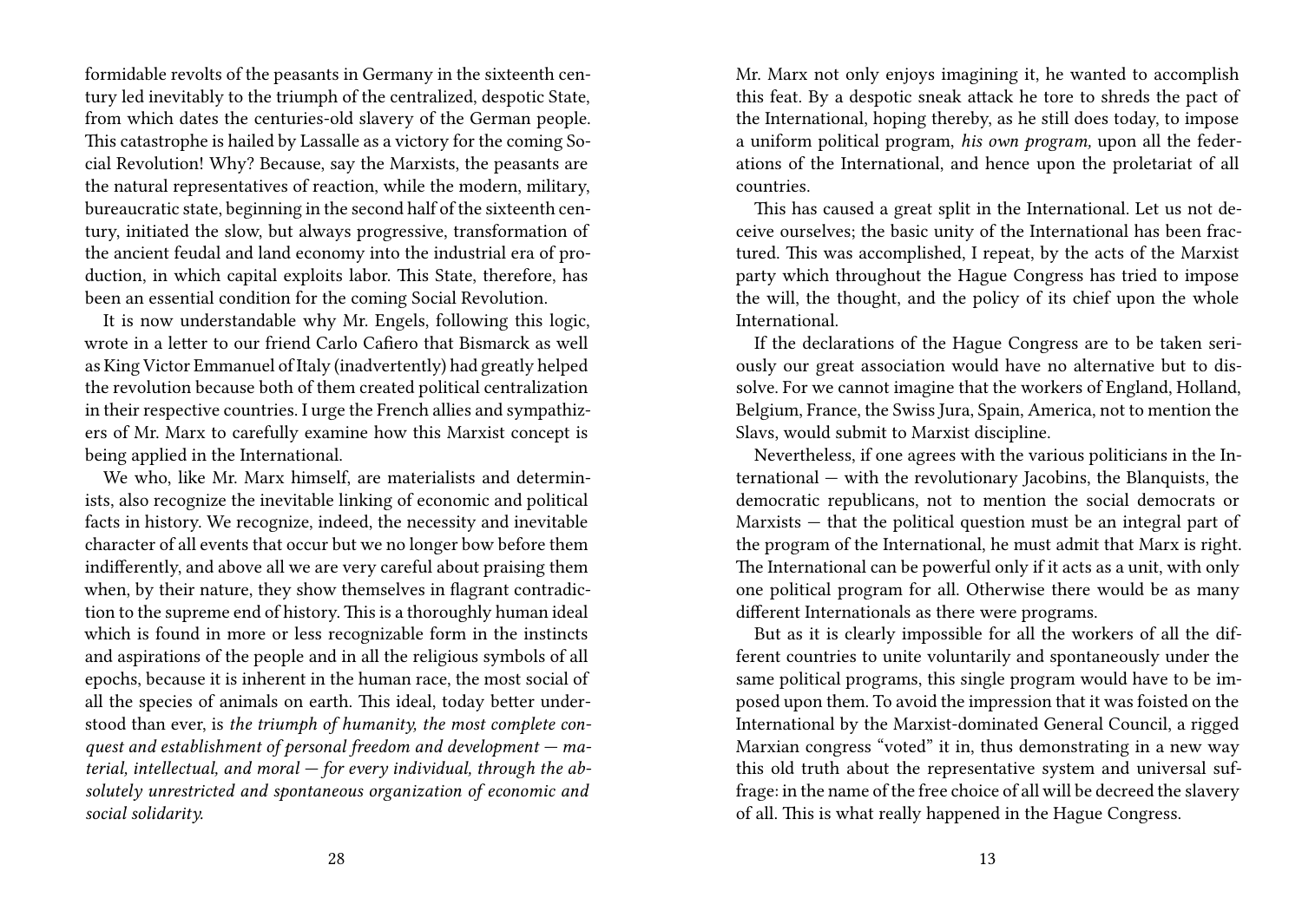formidable revolts of the peasants in Germany in the sixteenth century led inevitably to the triumph of the centralized, despotic State, from which dates the centuries-old slavery of the German people. This catastrophe is hailed by Lassalle as a victory for the coming Social Revolution! Why? Because, say the Marxists, the peasants are the natural representatives of reaction, while the modern, military, bureaucratic state, beginning in the second half of the sixteenth century, initiated the slow, but always progressive, transformation of the ancient feudal and land economy into the industrial era of production, in which capital exploits labor. This State, therefore, has been an essential condition for the coming Social Revolution.

It is now understandable why Mr. Engels, following this logic, wrote in a letter to our friend Carlo Cafiero that Bismarck as well as King Victor Emmanuel of Italy (inadvertently) had greatly helped the revolution because both of them created political centralization in their respective countries. I urge the French allies and sympathizers of Mr. Marx to carefully examine how this Marxist concept is being applied in the International.

We who, like Mr. Marx himself, are materialists and determinists, also recognize the inevitable linking of economic and political facts in history. We recognize, indeed, the necessity and inevitable character of all events that occur but we no longer bow before them indifferently, and above all we are very careful about praising them when, by their nature, they show themselves in flagrant contradiction to the supreme end of history. This is a thoroughly human ideal which is found in more or less recognizable form in the instincts and aspirations of the people and in all the religious symbols of all epochs, because it is inherent in the human race, the most social of all the species of animals on earth. This ideal, today better understood than ever, is *the triumph of humanity, the most complete conquest and establishment of personal freedom and development — material, intellectual, and moral — for every individual, through the absolutely unrestricted and spontaneous organization of economic and social solidarity.*

Mr. Marx not only enjoys imagining it, he wanted to accomplish this feat. By a despotic sneak attack he tore to shreds the pact of the International, hoping thereby, as he still does today, to impose a uniform political program, *his own program,* upon all the federations of the International, and hence upon the proletariat of all countries.

This has caused a great split in the International. Let us not deceive ourselves; the basic unity of the International has been fractured. This was accomplished, I repeat, by the acts of the Marxist party which throughout the Hague Congress has tried to impose the will, the thought, and the policy of its chief upon the whole International.

If the declarations of the Hague Congress are to be taken seriously our great association would have no alternative but to dissolve. For we cannot imagine that the workers of England, Holland, Belgium, France, the Swiss Jura, Spain, America, not to mention the Slavs, would submit to Marxist discipline.

Nevertheless, if one agrees with the various politicians in the International — with the revolutionary Jacobins, the Blanquists, the democratic republicans, not to mention the social democrats or Marxists — that the political question must be an integral part of the program of the International, he must admit that Marx is right. The International can be powerful only if it acts as a unit, with only one political program for all. Otherwise there would be as many different Internationals as there were programs.

But as it is clearly impossible for all the workers of all the different countries to unite voluntarily and spontaneously under the same political programs, this single program would have to be imposed upon them. To avoid the impression that it was foisted on the International by the Marxist-dominated General Council, a rigged Marxian congress "voted" it in, thus demonstrating in a new way this old truth about the representative system and universal suffrage: in the name of the free choice of all will be decreed the slavery of all. This is what really happened in the Hague Congress.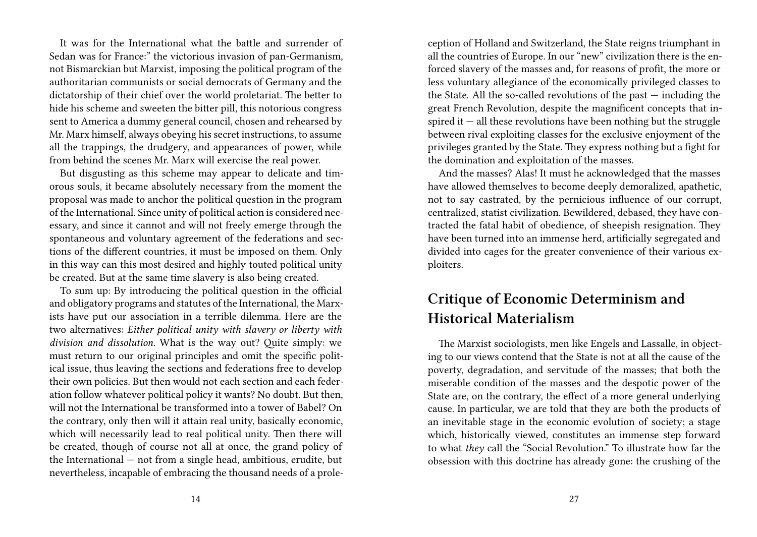It was for the International what the battle and surrender of Sedan was for France:" the victorious invasion of pan-Germanism, not Bismarckian but Marxist, imposing the political program of the authoritarian communists or social democrats of Germany and the dictatorship of their chief over the world proletariat. The better to hide his scheme and sweeten the bitter pill, this notorious congress sent to America a dummy general council, chosen and rehearsed by Mr. Marx himself, always obeying his secret instructions, to assume all the trappings, the drudgery, and appearances of power, while from behind the scenes Mr. Marx will exercise the real power.

But disgusting as this scheme may appear to delicate and timorous souls, it became absolutely necessary from the moment the proposal was made to anchor the political question in the program of the International. Since unity of political action is considered necessary, and since it cannot and will not freely emerge through the spontaneous and voluntary agreement of the federations and sections of the different countries, it must be imposed on them. Only in this way can this most desired and highly touted political unity be created. But at the same time slavery is also being created.

To sum up: By introducing the political question in the official and obligatory programs and statutes of the International, the Marxists have put our association in a terrible dilemma. Here are the two alternatives: *Either political unity with slavery or liberty with division and dissolution.* What is the way out? Quite simply: we must return to our original principles and omit the specific political issue, thus leaving the sections and federations free to develop their own policies. But then would not each section and each federation follow whatever political policy it wants? No doubt. But then, will not the International be transformed into a tower of Babel? On the contrary, only then will it attain real unity, basically economic, which will necessarily lead to real political unity. Then there will be created, though of course not all at once, the grand policy of the International — not from a single head, ambitious, erudite, but nevertheless, incapable of embracing the thousand needs of a proleception of Holland and Switzerland, the State reigns triumphant in all the countries of Europe. In our "new" civilization there is the enforced slavery of the masses and, for reasons of profit, the more or less voluntary allegiance of the economically privileged classes to the State. All the so-called revolutions of the past — including the great French Revolution, despite the magnificent concepts that inspired it — all these revolutions have been nothing but the struggle between rival exploiting classes for the exclusive enjoyment of the privileges granted by the State. They express nothing but a fight for the domination and exploitation of the masses.

And the masses? Alas! It must he acknowledged that the masses have allowed themselves to become deeply demoralized, apathetic, not to say castrated, by the pernicious influence of our corrupt, centralized, statist civilization. Bewildered, debased, they have contracted the fatal habit of obedience, of sheepish resignation. They have been turned into an immense herd, artificially segregated and divided into cages for the greater convenience of their various exploiters.

## Critique of Economic Determinism and Historical Materialism

The Marxist sociologists, men like Engels and Lassalle, in objecting to our views contend that the State is not at all the cause of the poverty, degradation, and servitude of the masses; that both the miserable condition of the masses and the despotic power of the State are, on the contrary, the effect of a more general underlying cause. In particular, we are told that they are both the products of an inevitable stage in the economic evolution of society; a stage which, historically viewed, constitutes an immense step forward to what *they* call the "Social Revolution." To illustrate how far the obsession with this doctrine has already gone: the crushing of the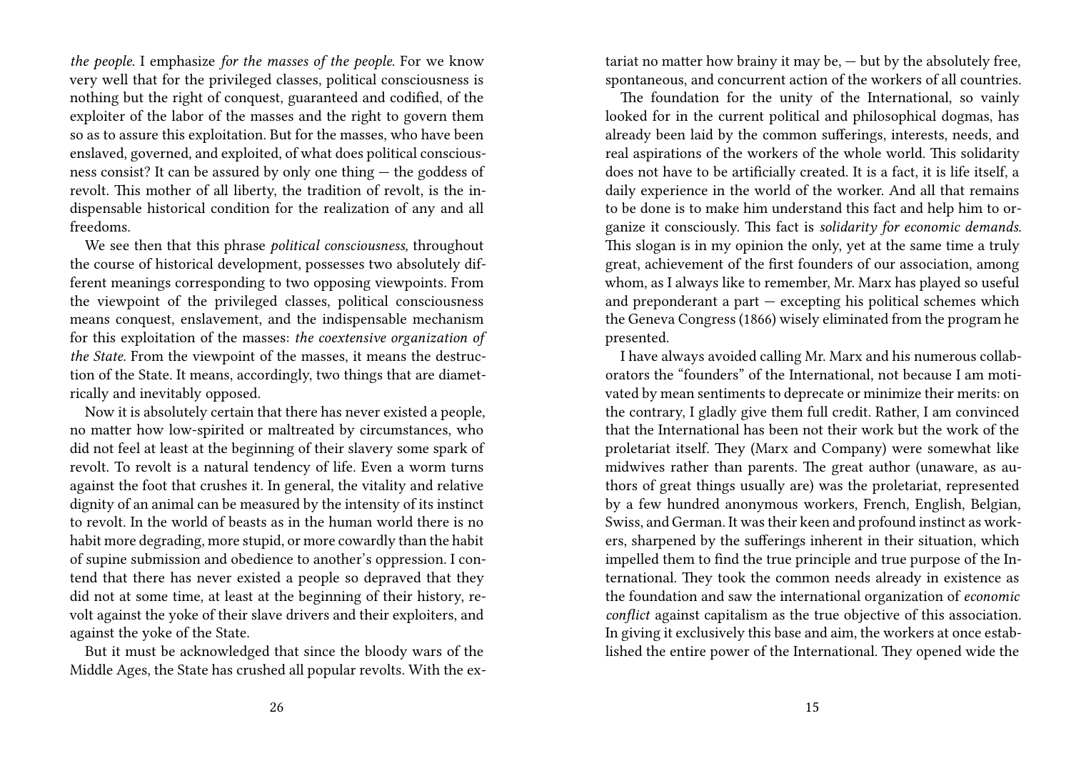*the people.* I emphasize *for the masses of the people.* For we know very well that for the privileged classes, political consciousness is nothing but the right of conquest, guaranteed and codified, of the exploiter of the labor of the masses and the right to govern them so as to assure this exploitation. But for the masses, who have been enslaved, governed, and exploited, of what does political consciousness consist? It can be assured by only one thing — the goddess of revolt. This mother of all liberty, the tradition of revolt, is the indispensable historical condition for the realization of any and all freedoms.

We see then that this phrase *political consciousness,* throughout the course of historical development, possesses two absolutely different meanings corresponding to two opposing viewpoints. From the viewpoint of the privileged classes, political consciousness means conquest, enslavement, and the indispensable mechanism for this exploitation of the masses: *the coextensive organization of the State.* From the viewpoint of the masses, it means the destruction of the State. It means, accordingly, two things that are diametrically and inevitably opposed.

Now it is absolutely certain that there has never existed a people, no matter how low-spirited or maltreated by circumstances, who did not feel at least at the beginning of their slavery some spark of revolt. To revolt is a natural tendency of life. Even a worm turns against the foot that crushes it. In general, the vitality and relative dignity of an animal can be measured by the intensity of its instinct to revolt. In the world of beasts as in the human world there is no habit more degrading, more stupid, or more cowardly than the habit of supine submission and obedience to another's oppression. I contend that there has never existed a people so depraved that they did not at some time, at least at the beginning of their history, revolt against the yoke of their slave drivers and their exploiters, and against the yoke of the State.

But it must be acknowledged that since the bloody wars of the Middle Ages, the State has crushed all popular revolts. With the ex-

tariat no matter how brainy it may be, — but by the absolutely free, spontaneous, and concurrent action of the workers of all countries.

The foundation for the unity of the International, so vainly looked for in the current political and philosophical dogmas, has already been laid by the common sufferings, interests, needs, and real aspirations of the workers of the whole world. This solidarity does not have to be artificially created. It is a fact, it is life itself, a daily experience in the world of the worker. And all that remains to be done is to make him understand this fact and help him to organize it consciously. This fact is *solidarity for economic demands.* This slogan is in my opinion the only, yet at the same time a truly great, achievement of the first founders of our association, among whom, as I always like to remember, Mr. Marx has played so useful and preponderant a part — excepting his political schemes which the Geneva Congress (1866) wisely eliminated from the program he presented.

I have always avoided calling Mr. Marx and his numerous collaborators the "founders" of the International, not because I am motivated by mean sentiments to deprecate or minimize their merits: on the contrary, I gladly give them full credit. Rather, I am convinced that the International has been not their work but the work of the proletariat itself. They (Marx and Company) were somewhat like midwives rather than parents. The great author (unaware, as authors of great things usually are) was the proletariat, represented by a few hundred anonymous workers, French, English, Belgian, Swiss, and German. It was their keen and profound instinct as workers, sharpened by the sufferings inherent in their situation, which impelled them to find the true principle and true purpose of the International. They took the common needs already in existence as the foundation and saw the international organization of *economic conflict* against capitalism as the true objective of this association. In giving it exclusively this base and aim, the workers at once established the entire power of the International. They opened wide the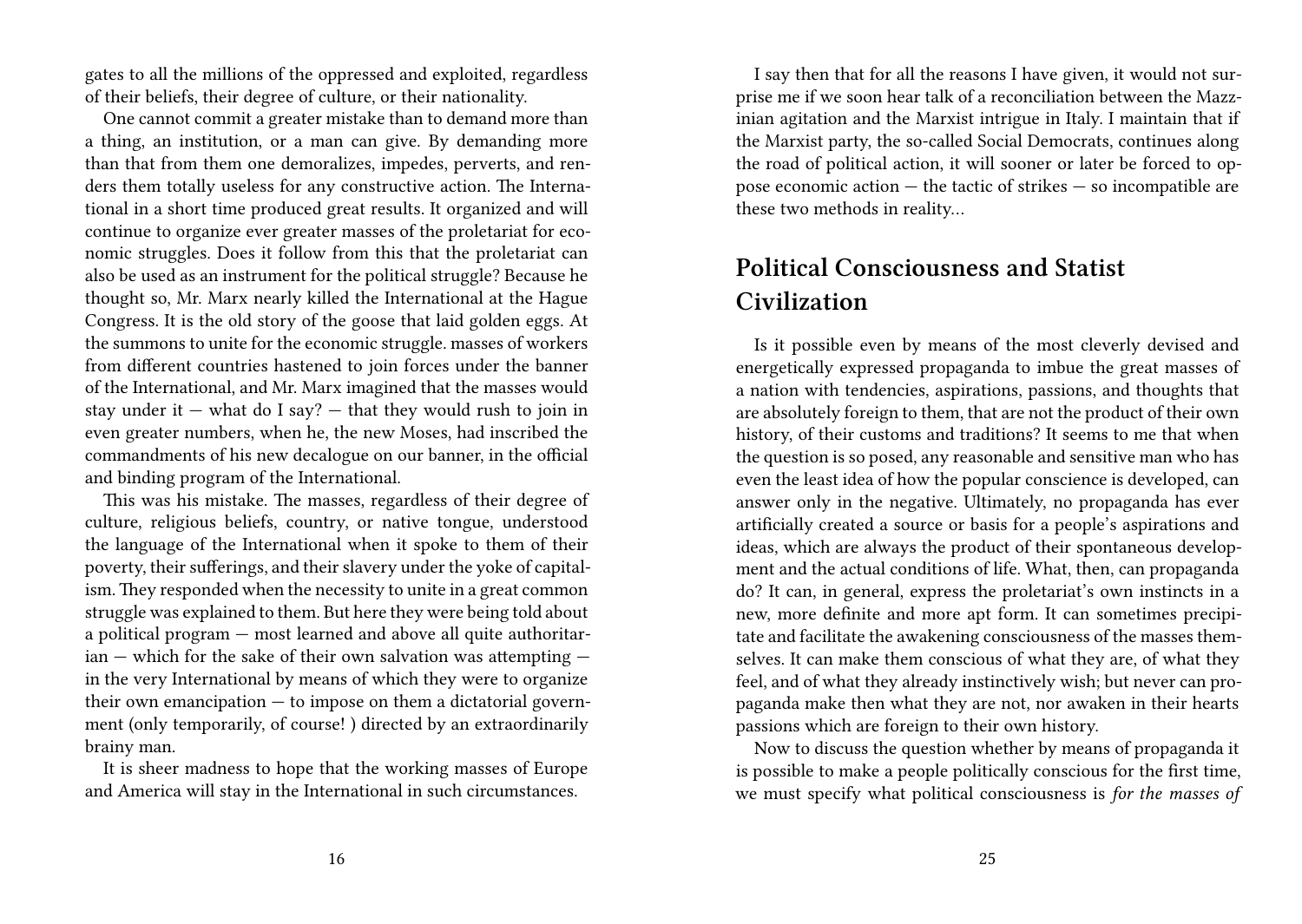gates to all the millions of the oppressed and exploited, regardless of their beliefs, their degree of culture, or their nationality.

One cannot commit a greater mistake than to demand more than a thing, an institution, or a man can give. By demanding more than that from them one demoralizes, impedes, perverts, and renders them totally useless for any constructive action. The International in a short time produced great results. It organized and will continue to organize ever greater masses of the proletariat for economic struggles. Does it follow from this that the proletariat can also be used as an instrument for the political struggle? Because he thought so, Mr. Marx nearly killed the International at the Hague Congress. It is the old story of the goose that laid golden eggs. At the summons to unite for the economic struggle. masses of workers from different countries hastened to join forces under the banner of the International, and Mr. Marx imagined that the masses would stay under it — what do I say? — that they would rush to join in even greater numbers, when he, the new Moses, had inscribed the commandments of his new decalogue on our banner, in the official and binding program of the International.

This was his mistake. The masses, regardless of their degree of culture, religious beliefs, country, or native tongue, understood the language of the International when it spoke to them of their poverty, their sufferings, and their slavery under the yoke of capitalism. They responded when the necessity to unite in a great common struggle was explained to them. But here they were being told about a political program — most learned and above all quite authoritarian — which for the sake of their own salvation was attempting — in the very International by means of which they were to organize their own emancipation — to impose on them a dictatorial government (only temporarily, of course! ) directed by an extraordinarily brainy man.

It is sheer madness to hope that the working masses of Europe and America will stay in the International in such circumstances.

I say then that for all the reasons I have given, it would not surprise me if we soon hear talk of a reconciliation between the Mazzinian agitation and the Marxist intrigue in Italy. I maintain that if the Marxist party, the so-called Social Democrats, continues along the road of political action, it will sooner or later be forced to oppose economic action — the tactic of strikes — so incompatible are these two methods in reality…

## Political Consciousness and Statist Civilization

Is it possible even by means of the most cleverly devised and energetically expressed propaganda to imbue the great masses of a nation with tendencies, aspirations, passions, and thoughts that are absolutely foreign to them, that are not the product of their own history, of their customs and traditions? It seems to me that when the question is so posed, any reasonable and sensitive man who has even the least idea of how the popular conscience is developed, can answer only in the negative. Ultimately, no propaganda has ever artificially created a source or basis for a people's aspirations and ideas, which are always the product of their spontaneous development and the actual conditions of life. What, then, can propaganda do? It can, in general, express the proletariat's own instincts in a new, more definite and more apt form. It can sometimes precipitate and facilitate the awakening consciousness of the masses themselves. It can make them conscious of what they are, of what they feel, and of what they already instinctively wish; but never can propaganda make then what they are not, nor awaken in their hearts passions which are foreign to their own history.

Now to discuss the question whether by means of propaganda it is possible to make a people politically conscious for the first time, we must specify what political consciousness is *for the masses of*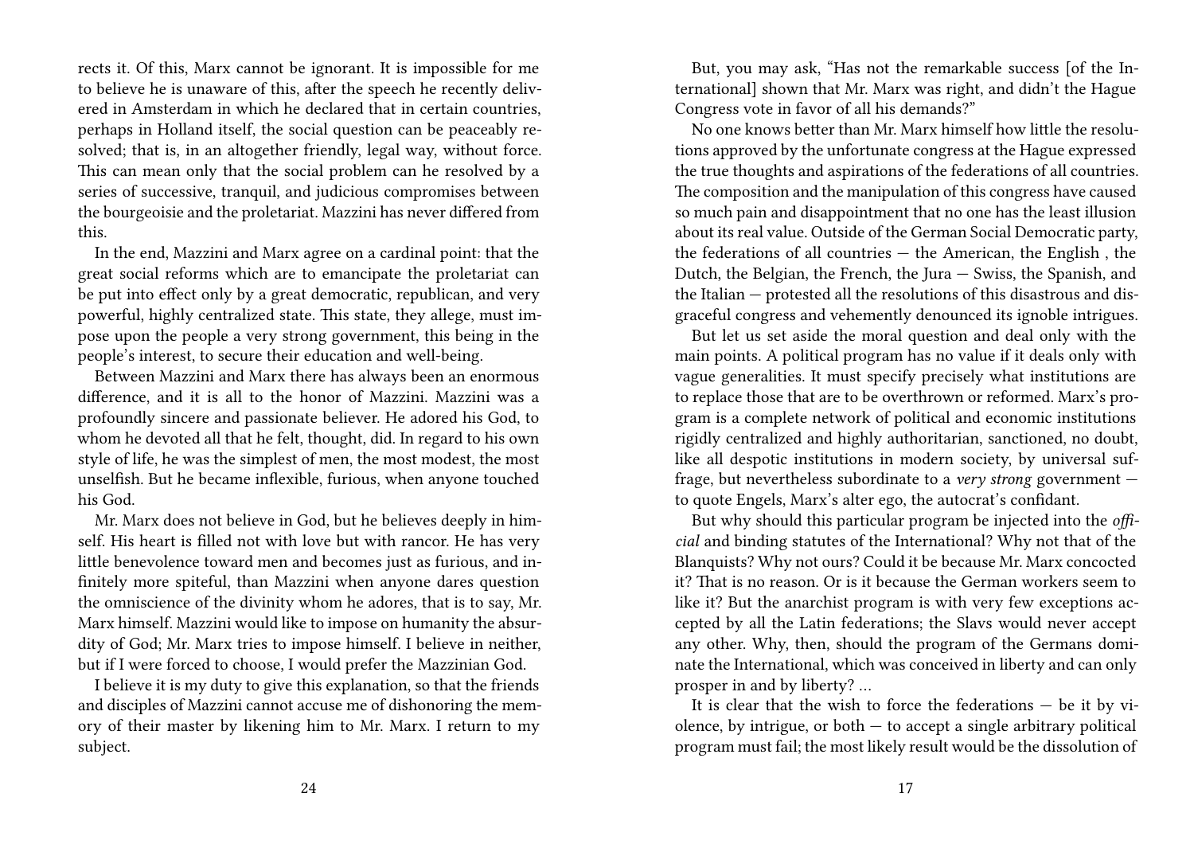rects it. Of this, Marx cannot be ignorant. It is impossible for me to believe he is unaware of this, after the speech he recently delivered in Amsterdam in which he declared that in certain countries, perhaps in Holland itself, the social question can be peaceably resolved; that is, in an altogether friendly, legal way, without force. This can mean only that the social problem can he resolved by a series of successive, tranquil, and judicious compromises between the bourgeoisie and the proletariat. Mazzini has never differed from this.

In the end, Mazzini and Marx agree on a cardinal point: that the great social reforms which are to emancipate the proletariat can be put into effect only by a great democratic, republican, and very powerful, highly centralized state. This state, they allege, must impose upon the people a very strong government, this being in the people's interest, to secure their education and well-being.

Between Mazzini and Marx there has always been an enormous difference, and it is all to the honor of Mazzini. Mazzini was a profoundly sincere and passionate believer. He adored his God, to whom he devoted all that he felt, thought, did. In regard to his own style of life, he was the simplest of men, the most modest, the most unselfish. But he became inflexible, furious, when anyone touched his God.

Mr. Marx does not believe in God, but he believes deeply in himself. His heart is filled not with love but with rancor. He has very little benevolence toward men and becomes just as furious, and infinitely more spiteful, than Mazzini when anyone dares question the omniscience of the divinity whom he adores, that is to say, Mr. Marx himself. Mazzini would like to impose on humanity the absurdity of God; Mr. Marx tries to impose himself. I believe in neither, but if I were forced to choose, I would prefer the Mazzinian God.

I believe it is my duty to give this explanation, so that the friends and disciples of Mazzini cannot accuse me of dishonoring the memory of their master by likening him to Mr. Marx. I return to my subject.

But, you may ask, "Has not the remarkable success [of the International] shown that Mr. Marx was right, and didn't the Hague Congress vote in favor of all his demands?"

No one knows better than Mr. Marx himself how little the resolutions approved by the unfortunate congress at the Hague expressed the true thoughts and aspirations of the federations of all countries. The composition and the manipulation of this congress have caused so much pain and disappointment that no one has the least illusion about its real value. Outside of the German Social Democratic party, the federations of all countries — the American, the English , the Dutch, the Belgian, the French, the Jura — Swiss, the Spanish, and the Italian — protested all the resolutions of this disastrous and disgraceful congress and vehemently denounced its ignoble intrigues.

But let us set aside the moral question and deal only with the main points. A political program has no value if it deals only with vague generalities. It must specify precisely what institutions are to replace those that are to be overthrown or reformed. Marx's program is a complete network of political and economic institutions rigidly centralized and highly authoritarian, sanctioned, no doubt, like all despotic institutions in modern society, by universal suffrage, but nevertheless subordinate to a *very strong* government — to quote Engels, Marx's alter ego, the autocrat's confidant.

But why should this particular program be injected into the *official* and binding statutes of the International? Why not that of the Blanquists? Why not ours? Could it be because Mr. Marx concocted it? That is no reason. Or is it because the German workers seem to like it? But the anarchist program is with very few exceptions accepted by all the Latin federations; the Slavs would never accept any other. Why, then, should the program of the Germans dominate the International, which was conceived in liberty and can only prosper in and by liberty? …

It is clear that the wish to force the federations — be it by violence, by intrigue, or both — to accept a single arbitrary political program must fail; the most likely result would be the dissolution of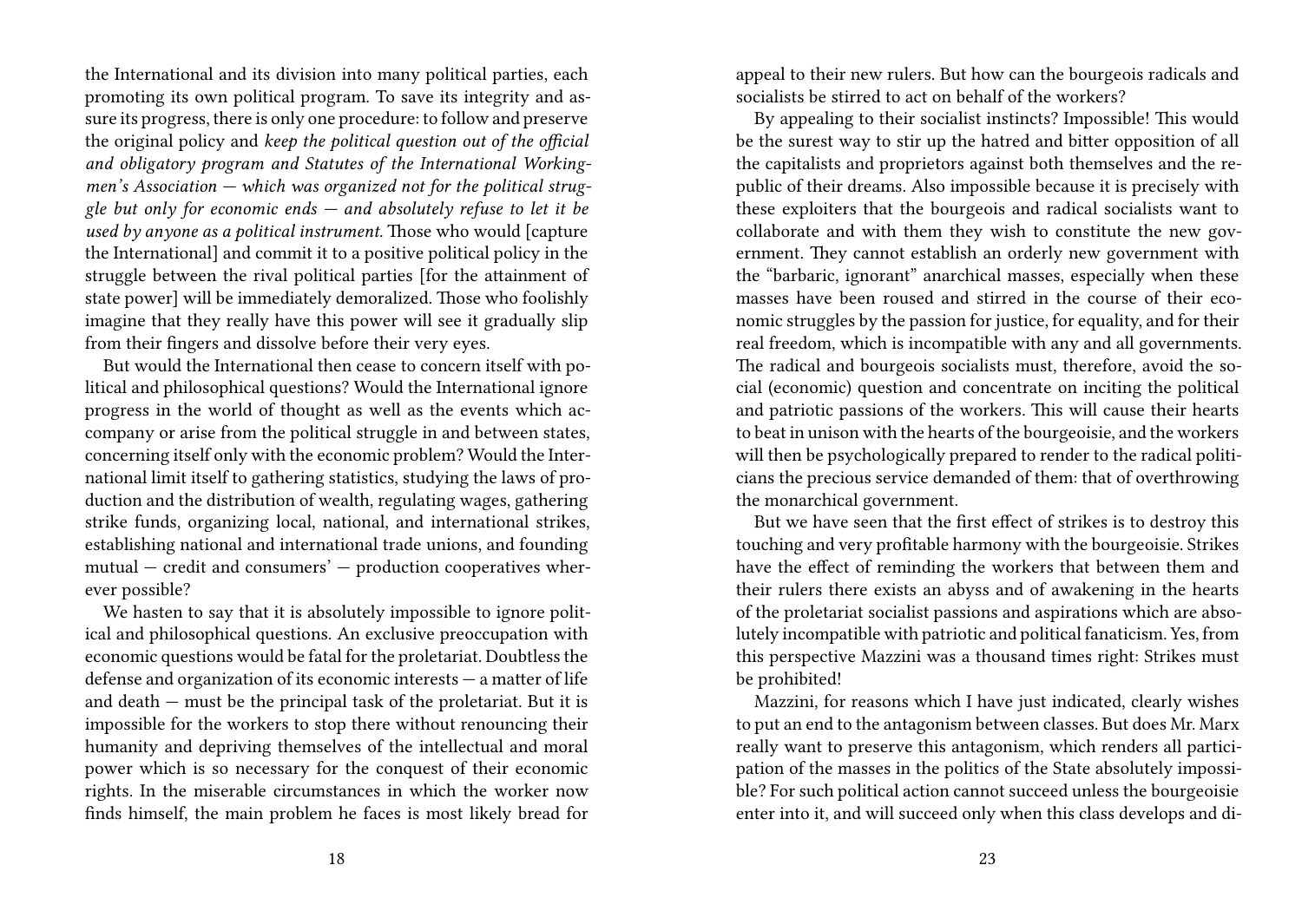the International and its division into many political parties, each promoting its own political program. To save its integrity and assure its progress, there is only one procedure: to follow and preserve the original policy and *keep the political question out of the official and obligatory program and Statutes of the International Workingmen's Association — which was organized not for the political struggle but only for economic ends — and absolutely refuse to let it be used by anyone as a political instrument.* Those who would [capture the International] and commit it to a positive political policy in the struggle between the rival political parties [for the attainment of state power] will be immediately demoralized. Those who foolishly imagine that they really have this power will see it gradually slip from their fingers and dissolve before their very eyes.

But would the International then cease to concern itself with political and philosophical questions? Would the International ignore progress in the world of thought as well as the events which accompany or arise from the political struggle in and between states, concerning itself only with the economic problem? Would the International limit itself to gathering statistics, studying the laws of production and the distribution of wealth, regulating wages, gathering strike funds, organizing local, national, and international strikes, establishing national and international trade unions, and founding mutual — credit and consumers' — production cooperatives wherever possible?

We hasten to say that it is absolutely impossible to ignore political and philosophical questions. An exclusive preoccupation with economic questions would be fatal for the proletariat. Doubtless the defense and organization of its economic interests — a matter of life and death — must be the principal task of the proletariat. But it is impossible for the workers to stop there without renouncing their humanity and depriving themselves of the intellectual and moral power which is so necessary for the conquest of their economic rights. In the miserable circumstances in which the worker now finds himself, the main problem he faces is most likely bread for

appeal to their new rulers. But how can the bourgeois radicals and socialists be stirred to act on behalf of the workers?

By appealing to their socialist instincts? Impossible! This would be the surest way to stir up the hatred and bitter opposition of all the capitalists and proprietors against both themselves and the republic of their dreams. Also impossible because it is precisely with these exploiters that the bourgeois and radical socialists want to collaborate and with them they wish to constitute the new government. They cannot establish an orderly new government with the "barbaric, ignorant" anarchical masses, especially when these masses have been roused and stirred in the course of their economic struggles by the passion for justice, for equality, and for their real freedom, which is incompatible with any and all governments. The radical and bourgeois socialists must, therefore, avoid the social (economic) question and concentrate on inciting the political and patriotic passions of the workers. This will cause their hearts to beat in unison with the hearts of the bourgeoisie, and the workers will then be psychologically prepared to render to the radical politicians the precious service demanded of them: that of overthrowing the monarchical government.

But we have seen that the first effect of strikes is to destroy this touching and very profitable harmony with the bourgeoisie. Strikes have the effect of reminding the workers that between them and their rulers there exists an abyss and of awakening in the hearts of the proletariat socialist passions and aspirations which are absolutely incompatible with patriotic and political fanaticism. Yes, from this perspective Mazzini was a thousand times right: Strikes must be prohibited!

Mazzini, for reasons which I have just indicated, clearly wishes to put an end to the antagonism between classes. But does Mr. Marx really want to preserve this antagonism, which renders all participation of the masses in the politics of the State absolutely impossible? For such political action cannot succeed unless the bourgeoisie enter into it, and will succeed only when this class develops and di-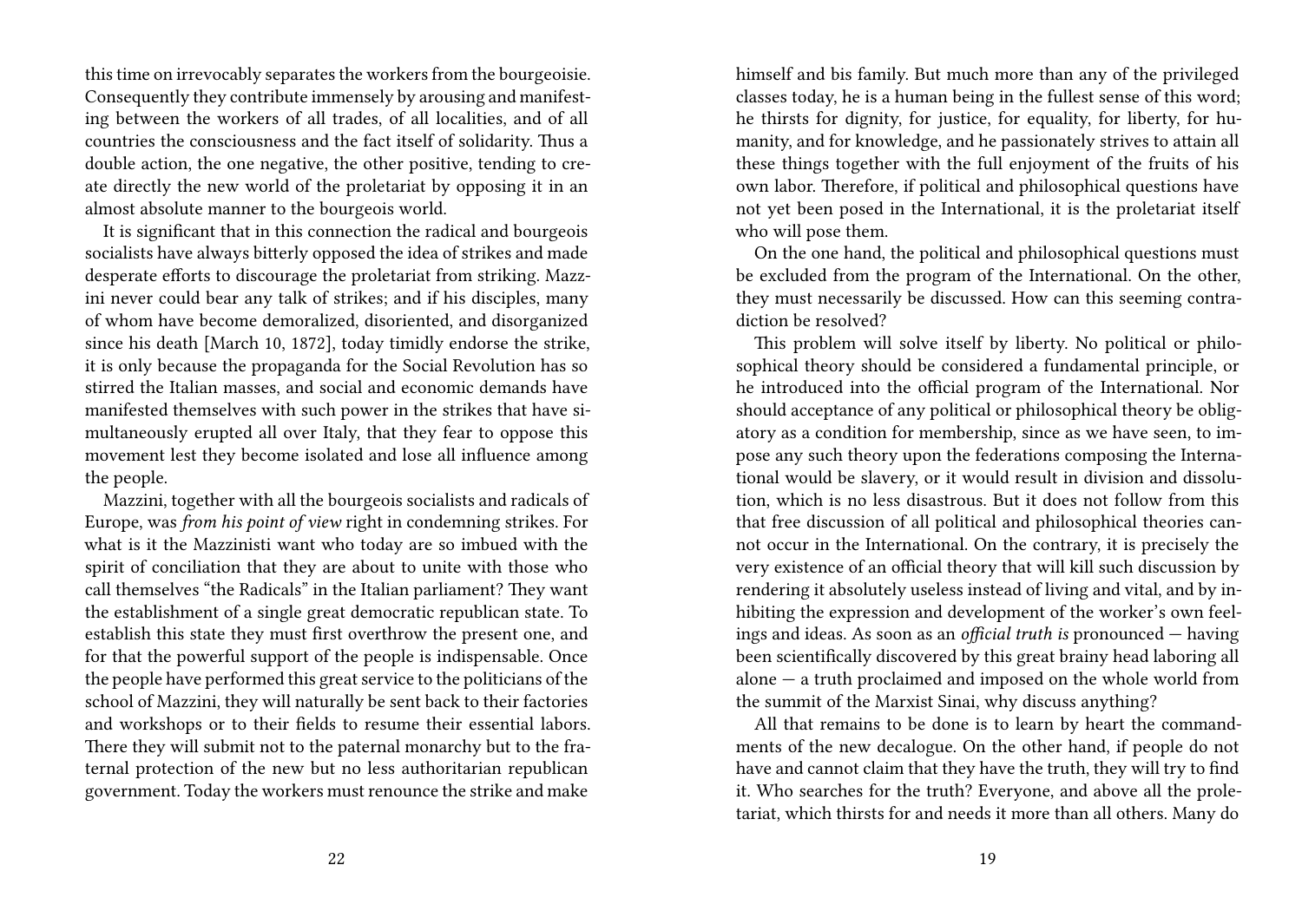this time on irrevocably separates the workers from the bourgeoisie. Consequently they contribute immensely by arousing and manifesting between the workers of all trades, of all localities, and of all countries the consciousness and the fact itself of solidarity. Thus a double action, the one negative, the other positive, tending to create directly the new world of the proletariat by opposing it in an almost absolute manner to the bourgeois world.

It is significant that in this connection the radical and bourgeois socialists have always bitterly opposed the idea of strikes and made desperate efforts to discourage the proletariat from striking. Mazzini never could bear any talk of strikes; and if his disciples, many of whom have become demoralized, disoriented, and disorganized since his death [March 10, 1872], today timidly endorse the strike, it is only because the propaganda for the Social Revolution has so stirred the Italian masses, and social and economic demands have manifested themselves with such power in the strikes that have simultaneously erupted all over Italy, that they fear to oppose this movement lest they become isolated and lose all influence among the people.

Mazzini, together with all the bourgeois socialists and radicals of Europe, was *from his point of view* right in condemning strikes. For what is it the Mazzinisti want who today are so imbued with the spirit of conciliation that they are about to unite with those who call themselves "the Radicals" in the Italian parliament? They want the establishment of a single great democratic republican state. To establish this state they must first overthrow the present one, and for that the powerful support of the people is indispensable. Once the people have performed this great service to the politicians of the school of Mazzini, they will naturally be sent back to their factories and workshops or to their fields to resume their essential labors. There they will submit not to the paternal monarchy but to the fraternal protection of the new but no less authoritarian republican government. Today the workers must renounce the strike and make

himself and bis family. But much more than any of the privileged classes today, he is a human being in the fullest sense of this word; he thirsts for dignity, for justice, for equality, for liberty, for humanity, and for knowledge, and he passionately strives to attain all these things together with the full enjoyment of the fruits of his own labor. Therefore, if political and philosophical questions have not yet been posed in the International, it is the proletariat itself who will pose them.

On the one hand, the political and philosophical questions must be excluded from the program of the International. On the other, they must necessarily be discussed. How can this seeming contradiction be resolved?

This problem will solve itself by liberty. No political or philosophical theory should be considered a fundamental principle, or he introduced into the official program of the International. Nor should acceptance of any political or philosophical theory be obligatory as a condition for membership, since as we have seen, to impose any such theory upon the federations composing the International would be slavery, or it would result in division and dissolution, which is no less disastrous. But it does not follow from this that free discussion of all political and philosophical theories cannot occur in the International. On the contrary, it is precisely the very existence of an official theory that will kill such discussion by rendering it absolutely useless instead of living and vital, and by inhibiting the expression and development of the worker's own feelings and ideas. As soon as an *official truth is* pronounced — having been scientifically discovered by this great brainy head laboring all alone — a truth proclaimed and imposed on the whole world from the summit of the Marxist Sinai, why discuss anything?

All that remains to be done is to learn by heart the commandments of the new decalogue. On the other hand, if people do not have and cannot claim that they have the truth, they will try to find it. Who searches for the truth? Everyone, and above all the proletariat, which thirsts for and needs it more than all others. Many do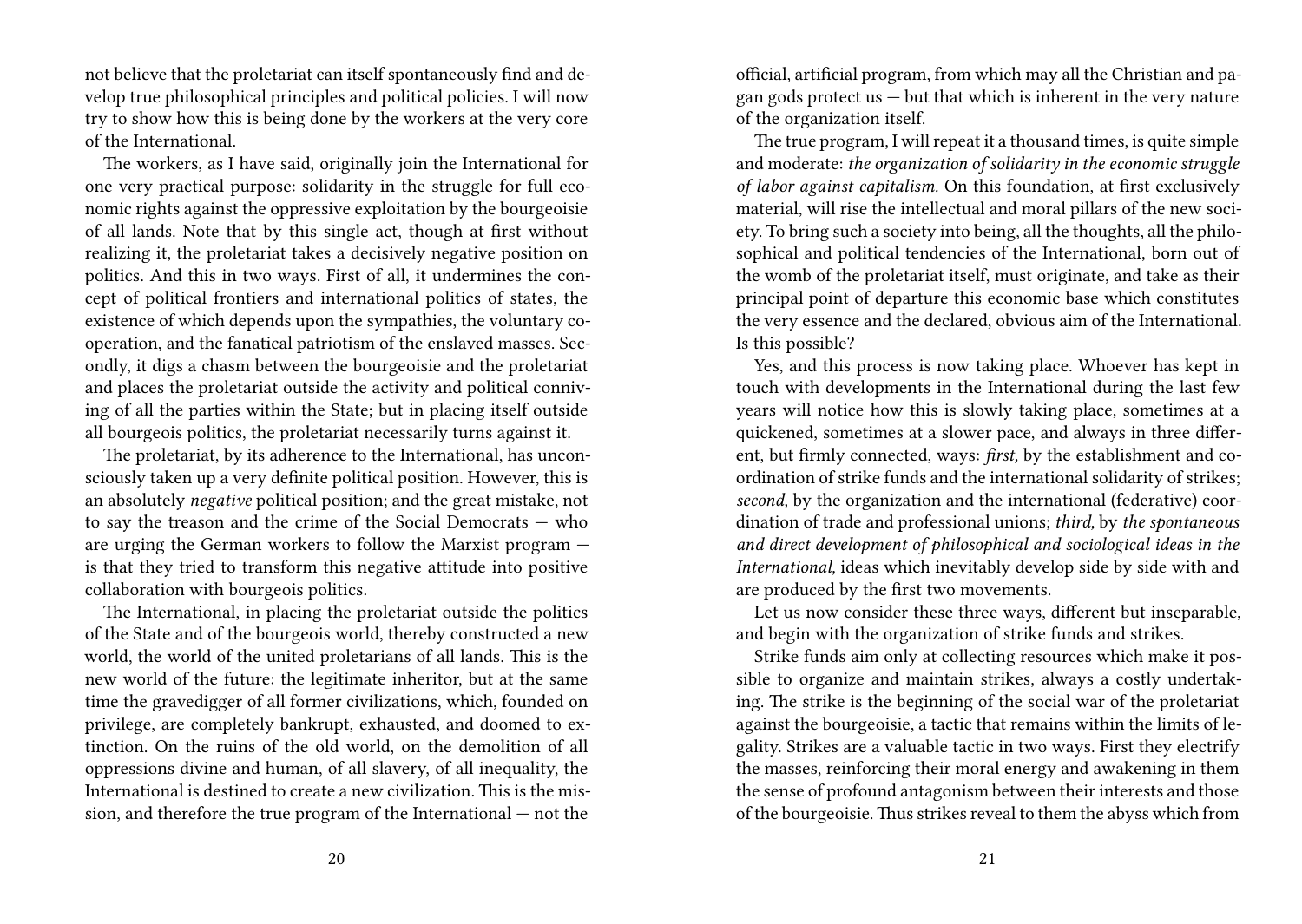not believe that the proletariat can itself spontaneously find and develop true philosophical principles and political policies. I will now try to show how this is being done by the workers at the very core of the International.

The workers, as I have said, originally join the International for one very practical purpose: solidarity in the struggle for full economic rights against the oppressive exploitation by the bourgeoisie of all lands. Note that by this single act, though at first without realizing it, the proletariat takes a decisively negative position on politics. And this in two ways. First of all, it undermines the concept of political frontiers and international politics of states, the existence of which depends upon the sympathies, the voluntary cooperation, and the fanatical patriotism of the enslaved masses. Secondly, it digs a chasm between the bourgeoisie and the proletariat and places the proletariat outside the activity and political conniving of all the parties within the State; but in placing itself outside all bourgeois politics, the proletariat necessarily turns against it.

The proletariat, by its adherence to the International, has unconsciously taken up a very definite political position. However, this is an absolutely *negative* political position; and the great mistake, not to say the treason and the crime of the Social Democrats — who are urging the German workers to follow the Marxist program — is that they tried to transform this negative attitude into positive collaboration with bourgeois politics.

The International, in placing the proletariat outside the politics of the State and of the bourgeois world, thereby constructed a new world, the world of the united proletarians of all lands. This is the new world of the future: the legitimate inheritor, but at the same time the gravedigger of all former civilizations, which, founded on privilege, are completely bankrupt, exhausted, and doomed to extinction. On the ruins of the old world, on the demolition of all oppressions divine and human, of all slavery, of all inequality, the International is destined to create a new civilization. This is the mission, and therefore the true program of the International — not the official, artificial program, from which may all the Christian and pagan gods protect us — but that which is inherent in the very nature of the organization itself.

The true program, I will repeat it a thousand times, is quite simple and moderate: *the organization of solidarity in the economic struggle of labor against capitalism.* On this foundation, at first exclusively material, will rise the intellectual and moral pillars of the new society. To bring such a society into being, all the thoughts, all the philosophical and political tendencies of the International, born out of the womb of the proletariat itself, must originate, and take as their principal point of departure this economic base which constitutes the very essence and the declared, obvious aim of the International. Is this possible?

Yes, and this process is now taking place. Whoever has kept in touch with developments in the International during the last few years will notice how this is slowly taking place, sometimes at a quickened, sometimes at a slower pace, and always in three different, but firmly connected, ways: *first,* by the establishment and coordination of strike funds and the international solidarity of strikes; *second,* by the organization and the international (federative) coordination of trade and professional unions; *third,* by *the spontaneous and direct development of philosophical and sociological ideas in the International,* ideas which inevitably develop side by side with and are produced by the first two movements.

Let us now consider these three ways, different but inseparable, and begin with the organization of strike funds and strikes.

Strike funds aim only at collecting resources which make it possible to organize and maintain strikes, always a costly undertaking. The strike is the beginning of the social war of the proletariat against the bourgeoisie, a tactic that remains within the limits of legality. Strikes are a valuable tactic in two ways. First they electrify the masses, reinforcing their moral energy and awakening in them the sense of profound antagonism between their interests and those of the bourgeoisie. Thus strikes reveal to them the abyss which from